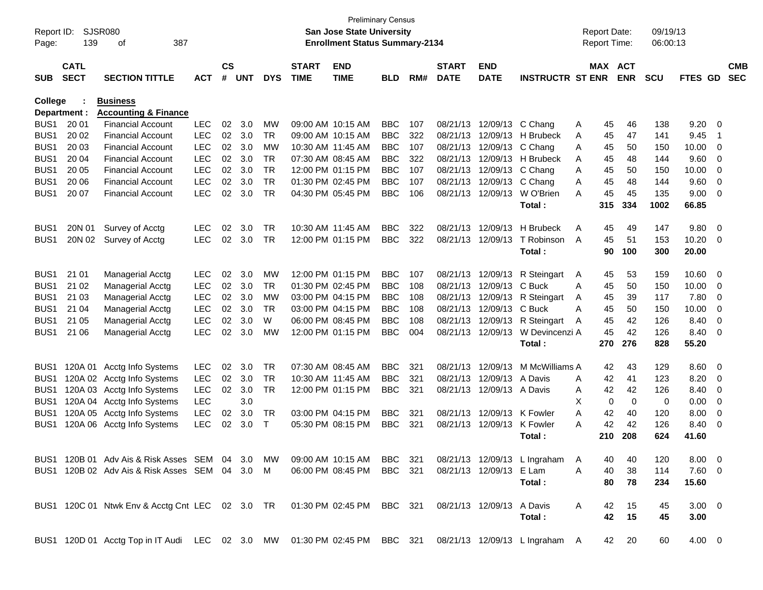Preliminary Census

Report ID: SJSR080 — **San Jose State University** — Report Date: 09/19/13

Page: 139 of 387 — **Enrollment Status Summary-2134** — Report Time: 06:00:13

**College : Business**

**Department : Accounting & Finance**

| SUB | CATL SECT | SECTION TITTLE | ACT | CS # | UNT | DYS | START TIME | END TIME | BLD | RM# | START DATE | END DATE | INSTRUCTR | ST | MAX ENR | ACT ENR | SCU | FTES | GD | CMB SEC |
|---|---|---|---|---|---|---|---|---|---|---|---|---|---|---|---|---|---|---|---|---|
| BUS1 | 20 01 | Financial Account | LEC | 02 | 3.0 | MW | 09:00 AM | 10:15 AM | BBC | 107 | 08/21/13 | 12/09/13 | C Chang | A | 45 | 46 | 138 | 9.20 | 0 | |
| BUS1 | 20 02 | Financial Account | LEC | 02 | 3.0 | TR | 09:00 AM | 10:15 AM | BBC | 322 | 08/21/13 | 12/09/13 | H Brubeck | A | 45 | 47 | 141 | 9.45 | 1 | |
| BUS1 | 20 03 | Financial Account | LEC | 02 | 3.0 | MW | 10:30 AM | 11:45 AM | BBC | 107 | 08/21/13 | 12/09/13 | C Chang | A | 45 | 50 | 150 | 10.00 | 0 | |
| BUS1 | 20 04 | Financial Account | LEC | 02 | 3.0 | TR | 07:30 AM | 08:45 AM | BBC | 322 | 08/21/13 | 12/09/13 | H Brubeck | A | 45 | 48 | 144 | 9.60 | 0 | |
| BUS1 | 20 05 | Financial Account | LEC | 02 | 3.0 | TR | 12:00 PM | 01:15 PM | BBC | 107 | 08/21/13 | 12/09/13 | C Chang | A | 45 | 50 | 150 | 10.00 | 0 | |
| BUS1 | 20 06 | Financial Account | LEC | 02 | 3.0 | TR | 01:30 PM | 02:45 PM | BBC | 107 | 08/21/13 | 12/09/13 | C Chang | A | 45 | 48 | 144 | 9.60 | 0 | |
| BUS1 | 20 07 | Financial Account | LEC | 02 | 3.0 | TR | 04:30 PM | 05:45 PM | BBC | 106 | 08/21/13 | 12/09/13 | W O'Brien | A | 45 | 45 | 135 | 9.00 | 0 | |
| | | | | | | | | | | | | | **Total :** | | **315** | **334** | **1002** | **66.85** | | |
| BUS1 | 20N 01 | Survey of Acctg | LEC | 02 | 3.0 | TR | 10:30 AM | 11:45 AM | BBC | 322 | 08/21/13 | 12/09/13 | H Brubeck | A | 45 | 49 | 147 | 9.80 | 0 | |
| BUS1 | 20N 02 | Survey of Acctg | LEC | 02 | 3.0 | TR | 12:00 PM | 01:15 PM | BBC | 322 | 08/21/13 | 12/09/13 | T Robinson | A | 45 | 51 | 153 | 10.20 | 0 | |
| | | | | | | | | | | | | | **Total :** | | **90** | **100** | **300** | **20.00** | | |
| BUS1 | 21 01 | Managerial Acctg | LEC | 02 | 3.0 | MW | 12:00 PM | 01:15 PM | BBC | 107 | 08/21/13 | 12/09/13 | R Steingart | A | 45 | 53 | 159 | 10.60 | 0 | |
| BUS1 | 21 02 | Managerial Acctg | LEC | 02 | 3.0 | TR | 01:30 PM | 02:45 PM | BBC | 108 | 08/21/13 | 12/09/13 | C Buck | A | 45 | 50 | 150 | 10.00 | 0 | |
| BUS1 | 21 03 | Managerial Acctg | LEC | 02 | 3.0 | MW | 03:00 PM | 04:15 PM | BBC | 108 | 08/21/13 | 12/09/13 | R Steingart | A | 45 | 39 | 117 | 7.80 | 0 | |
| BUS1 | 21 04 | Managerial Acctg | LEC | 02 | 3.0 | TR | 03:00 PM | 04:15 PM | BBC | 108 | 08/21/13 | 12/09/13 | C Buck | A | 45 | 50 | 150 | 10.00 | 0 | |
| BUS1 | 21 05 | Managerial Acctg | LEC | 02 | 3.0 | W | 06:00 PM | 08:45 PM | BBC | 108 | 08/21/13 | 12/09/13 | R Steingart | A | 45 | 42 | 126 | 8.40 | 0 | |
| BUS1 | 21 06 | Managerial Acctg | LEC | 02 | 3.0 | MW | 12:00 PM | 01:15 PM | BBC | 004 | 08/21/13 | 12/09/13 | W Devincenzi | A | 45 | 42 | 126 | 8.40 | 0 | |
| | | | | | | | | | | | | | **Total :** | | **270** | **276** | **828** | **55.20** | | |
| BUS1 | 120A 01 | Acctg Info Systems | LEC | 02 | 3.0 | TR | 07:30 AM | 08:45 AM | BBC | 321 | 08/21/13 | 12/09/13 | M McWilliams | A | 42 | 43 | 129 | 8.60 | 0 | |
| BUS1 | 120A 02 | Acctg Info Systems | LEC | 02 | 3.0 | TR | 10:30 AM | 11:45 AM | BBC | 321 | 08/21/13 | 12/09/13 | A Davis | A | 42 | 41 | 123 | 8.20 | 0 | |
| BUS1 | 120A 03 | Acctg Info Systems | LEC | 02 | 3.0 | TR | 12:00 PM | 01:15 PM | BBC | 321 | 08/21/13 | 12/09/13 | A Davis | A | 42 | 42 | 126 | 8.40 | 0 | |
| BUS1 | 120A 04 | Acctg Info Systems | LEC | | 3.0 | | | | | | | | | X | 0 | 0 | 0 | 0.00 | 0 | |
| BUS1 | 120A 05 | Acctg Info Systems | LEC | 02 | 3.0 | TR | 03:00 PM | 04:15 PM | BBC | 321 | 08/21/13 | 12/09/13 | K Fowler | A | 42 | 40 | 120 | 8.00 | 0 | |
| BUS1 | 120A 06 | Acctg Info Systems | LEC | 02 | 3.0 | T | 05:30 PM | 08:15 PM | BBC | 321 | 08/21/13 | 12/09/13 | K Fowler | A | 42 | 42 | 126 | 8.40 | 0 | |
| | | | | | | | | | | | | | **Total :** | | **210** | **208** | **624** | **41.60** | | |
| BUS1 | 120B 01 | Adv Ais & Risk Asses | SEM | 04 | 3.0 | MW | 09:00 AM | 10:15 AM | BBC | 321 | 08/21/13 | 12/09/13 | L Ingraham | A | 40 | 40 | 120 | 8.00 | 0 | |
| BUS1 | 120B 02 | Adv Ais & Risk Asses | SEM | 04 | 3.0 | M | 06:00 PM | 08:45 PM | BBC | 321 | 08/21/13 | 12/09/13 | E Lam | A | 40 | 38 | 114 | 7.60 | 0 | |
| | | | | | | | | | | | | | **Total :** | | **80** | **78** | **234** | **15.60** | | |
| BUS1 | 120C 01 | Ntwk Env & Acctg Cnt | LEC | 02 | 3.0 | TR | 01:30 PM | 02:45 PM | BBC | 321 | 08/21/13 | 12/09/13 | A Davis | A | 42 | 15 | 45 | 3.00 | 0 | |
| | | | | | | | | | | | | | **Total :** | | **42** | **15** | **45** | **3.00** | | |
| BUS1 | 120D 01 | Acctg Top in IT Audi | LEC | 02 | 3.0 | MW | 01:30 PM | 02:45 PM | BBC | 321 | 08/21/13 | 12/09/13 | L Ingraham | A | 42 | 20 | 60 | 4.00 | 0 | |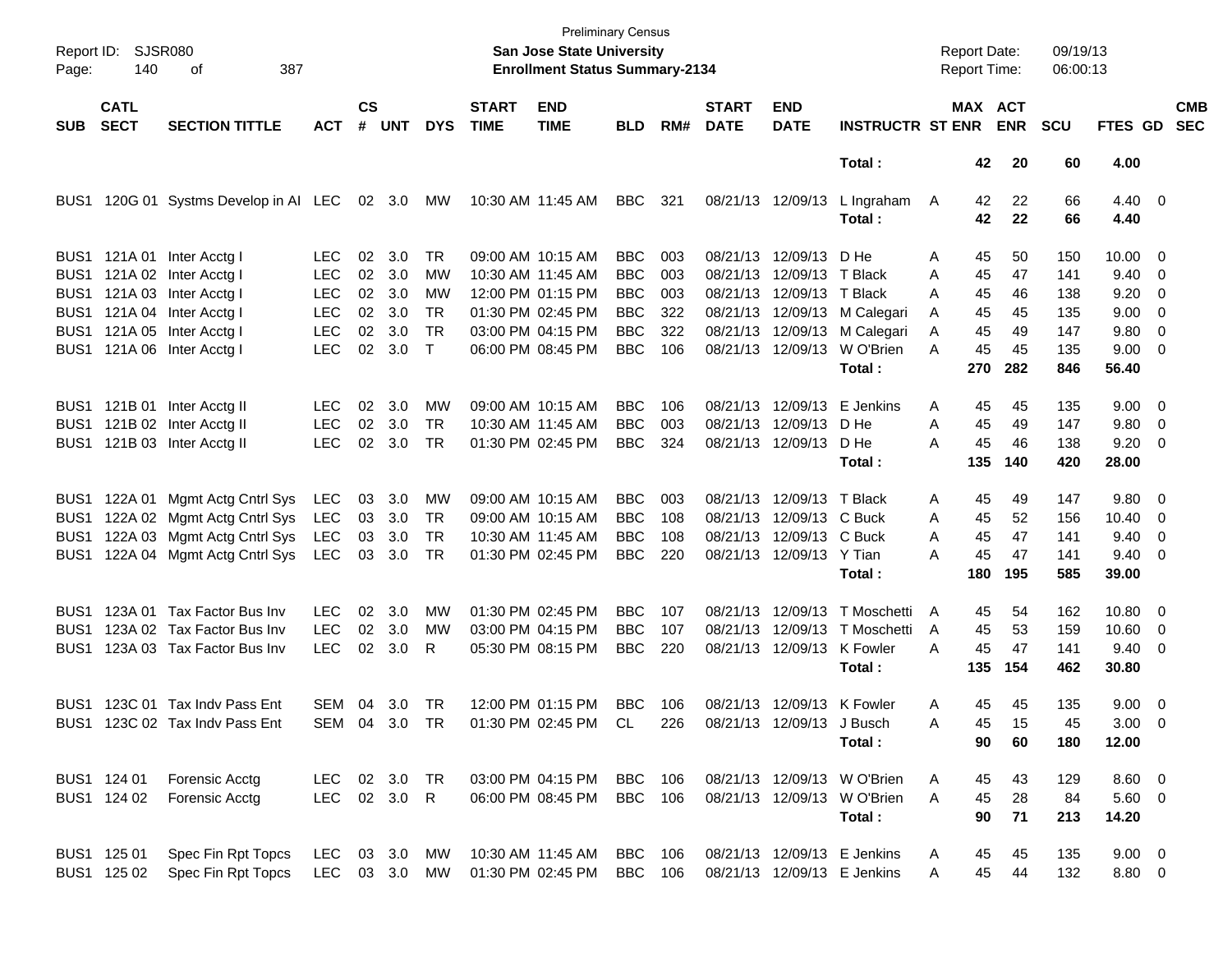Preliminary Census

**San Jose State University**

**Enrollment Status Summary-2134**

Report ID: SJSR080
Report Date: 09/19/13
Report Time: 06:00:13

| SUB | CATL SECT | SECTION TITTLE | ACT | CS # | UNT | DYS | START TIME | END TIME | BLD | RM# | START DATE | END DATE | INSTRUCTR | ST | MAX ENR | ACT ENR | SCU | FTES | GD | CMB SEC |
|---|---|---|---|---|---|---|---|---|---|---|---|---|---|---|---|---|---|---|---|---|
| | | | | | | | | | | | | | Total : | | 42 | 20 | 60 | 4.00 | | |
| BUS1 | 120G 01 | Systms Develop in AI | LEC | 02 | 3.0 | MW | 10:30 AM | 11:45 AM | BBC | 321 | 08/21/13 | 12/09/13 | L Ingraham | A | 42 | 22 | 66 | 4.40 | 0 | |
| | | | | | | | | | | | | | Total : | | 42 | 22 | 66 | 4.40 | | |
| BUS1 | 121A 01 | Inter Acctg I | LEC | 02 | 3.0 | TR | 09:00 AM | 10:15 AM | BBC | 003 | 08/21/13 | 12/09/13 | D He | A | 45 | 50 | 150 | 10.00 | 0 | |
| BUS1 | 121A 02 | Inter Acctg I | LEC | 02 | 3.0 | MW | 10:30 AM | 11:45 AM | BBC | 003 | 08/21/13 | 12/09/13 | T Black | A | 45 | 47 | 141 | 9.40 | 0 | |
| BUS1 | 121A 03 | Inter Acctg I | LEC | 02 | 3.0 | MW | 12:00 PM | 01:15 PM | BBC | 003 | 08/21/13 | 12/09/13 | T Black | A | 45 | 46 | 138 | 9.20 | 0 | |
| BUS1 | 121A 04 | Inter Acctg I | LEC | 02 | 3.0 | TR | 01:30 PM | 02:45 PM | BBC | 322 | 08/21/13 | 12/09/13 | M Calegari | A | 45 | 45 | 135 | 9.00 | 0 | |
| BUS1 | 121A 05 | Inter Acctg I | LEC | 02 | 3.0 | TR | 03:00 PM | 04:15 PM | BBC | 322 | 08/21/13 | 12/09/13 | M Calegari | A | 45 | 49 | 147 | 9.80 | 0 | |
| BUS1 | 121A 06 | Inter Acctg I | LEC | 02 | 3.0 | T | 06:00 PM | 08:45 PM | BBC | 106 | 08/21/13 | 12/09/13 | W O'Brien | A | 45 | 45 | 135 | 9.00 | 0 | |
| | | | | | | | | | | | | | Total : | | 270 | 282 | 846 | 56.40 | | |
| BUS1 | 121B 01 | Inter Acctg II | LEC | 02 | 3.0 | MW | 09:00 AM | 10:15 AM | BBC | 106 | 08/21/13 | 12/09/13 | E Jenkins | A | 45 | 45 | 135 | 9.00 | 0 | |
| BUS1 | 121B 02 | Inter Acctg II | LEC | 02 | 3.0 | TR | 10:30 AM | 11:45 AM | BBC | 003 | 08/21/13 | 12/09/13 | D He | A | 45 | 49 | 147 | 9.80 | 0 | |
| BUS1 | 121B 03 | Inter Acctg II | LEC | 02 | 3.0 | TR | 01:30 PM | 02:45 PM | BBC | 324 | 08/21/13 | 12/09/13 | D He | A | 45 | 46 | 138 | 9.20 | 0 | |
| | | | | | | | | | | | | | Total : | | 135 | 140 | 420 | 28.00 | | |
| BUS1 | 122A 01 | Mgmt Actg Cntrl Sys | LEC | 03 | 3.0 | MW | 09:00 AM | 10:15 AM | BBC | 003 | 08/21/13 | 12/09/13 | T Black | A | 45 | 49 | 147 | 9.80 | 0 | |
| BUS1 | 122A 02 | Mgmt Actg Cntrl Sys | LEC | 03 | 3.0 | TR | 09:00 AM | 10:15 AM | BBC | 108 | 08/21/13 | 12/09/13 | C Buck | A | 45 | 52 | 156 | 10.40 | 0 | |
| BUS1 | 122A 03 | Mgmt Actg Cntrl Sys | LEC | 03 | 3.0 | TR | 10:30 AM | 11:45 AM | BBC | 108 | 08/21/13 | 12/09/13 | C Buck | A | 45 | 47 | 141 | 9.40 | 0 | |
| BUS1 | 122A 04 | Mgmt Actg Cntrl Sys | LEC | 03 | 3.0 | TR | 01:30 PM | 02:45 PM | BBC | 220 | 08/21/13 | 12/09/13 | Y Tian | A | 45 | 47 | 141 | 9.40 | 0 | |
| | | | | | | | | | | | | | Total : | | 180 | 195 | 585 | 39.00 | | |
| BUS1 | 123A 01 | Tax Factor Bus Inv | LEC | 02 | 3.0 | MW | 01:30 PM | 02:45 PM | BBC | 107 | 08/21/13 | 12/09/13 | T Moschetti | A | 45 | 54 | 162 | 10.80 | 0 | |
| BUS1 | 123A 02 | Tax Factor Bus Inv | LEC | 02 | 3.0 | MW | 03:00 PM | 04:15 PM | BBC | 107 | 08/21/13 | 12/09/13 | T Moschetti | A | 45 | 53 | 159 | 10.60 | 0 | |
| BUS1 | 123A 03 | Tax Factor Bus Inv | LEC | 02 | 3.0 | R | 05:30 PM | 08:15 PM | BBC | 220 | 08/21/13 | 12/09/13 | K Fowler | A | 45 | 47 | 141 | 9.40 | 0 | |
| | | | | | | | | | | | | | Total : | | 135 | 154 | 462 | 30.80 | | |
| BUS1 | 123C 01 | Tax Indv Pass Ent | SEM | 04 | 3.0 | TR | 12:00 PM | 01:15 PM | BBC | 106 | 08/21/13 | 12/09/13 | K Fowler | A | 45 | 45 | 135 | 9.00 | 0 | |
| BUS1 | 123C 02 | Tax Indv Pass Ent | SEM | 04 | 3.0 | TR | 01:30 PM | 02:45 PM | CL | 226 | 08/21/13 | 12/09/13 | J Busch | A | 45 | 15 | 45 | 3.00 | 0 | |
| | | | | | | | | | | | | | Total : | | 90 | 60 | 180 | 12.00 | | |
| BUS1 | 124 01 | Forensic Acctg | LEC | 02 | 3.0 | TR | 03:00 PM | 04:15 PM | BBC | 106 | 08/21/13 | 12/09/13 | W O'Brien | A | 45 | 43 | 129 | 8.60 | 0 | |
| BUS1 | 124 02 | Forensic Acctg | LEC | 02 | 3.0 | R | 06:00 PM | 08:45 PM | BBC | 106 | 08/21/13 | 12/09/13 | W O'Brien | A | 45 | 28 | 84 | 5.60 | 0 | |
| | | | | | | | | | | | | | Total : | | 90 | 71 | 213 | 14.20 | | |
| BUS1 | 125 01 | Spec Fin Rpt Topcs | LEC | 03 | 3.0 | MW | 10:30 AM | 11:45 AM | BBC | 106 | 08/21/13 | 12/09/13 | E Jenkins | A | 45 | 45 | 135 | 9.00 | 0 | |
| BUS1 | 125 02 | Spec Fin Rpt Topcs | LEC | 03 | 3.0 | MW | 01:30 PM | 02:45 PM | BBC | 106 | 08/21/13 | 12/09/13 | E Jenkins | A | 45 | 44 | 132 | 8.80 | 0 | |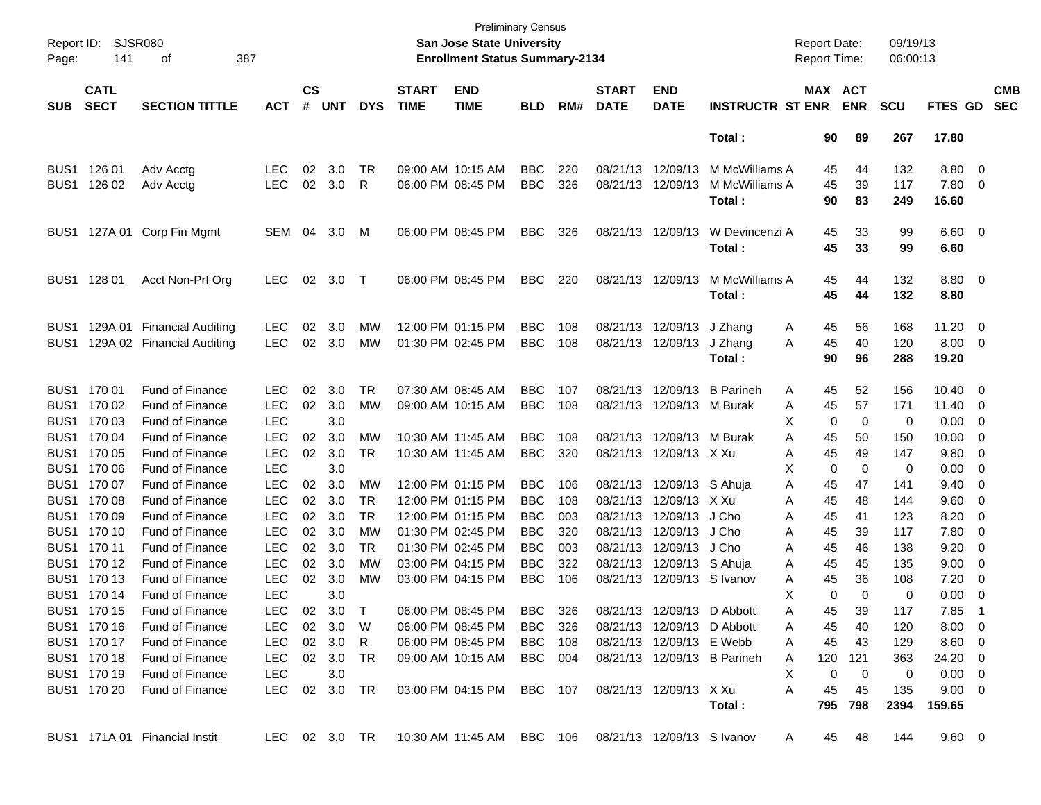Preliminary Census
**San Jose State University**
**Enrollment Status Summary-2134**

Report ID: SJSR080
Report Date: 09/19/13
Report Time: 06:00:13

| SUB | CATL SECT | SECTION TITTLE | ACT | CS # | UNT | DYS | START TIME | END TIME | BLD | RM# | START DATE | END DATE | INSTRUCTR | ST | MAX ENR | ACT ENR | SCU | FTES | GD | CMB SEC |
|---|---|---|---|---|---|---|---|---|---|---|---|---|---|---|---|---|---|---|---|---|
| | | | | | | | | | | | | | Total : | | 90 | 89 | 267 | 17.80 | | |
| BUS1 | 126 01 | Adv Acctg | LEC | 02 | 3.0 | TR | 09:00 AM | 10:15 AM | BBC | 220 | 08/21/13 | 12/09/13 | M McWilliams | A | 45 | 44 | 132 | 8.80 | 0 | |
| BUS1 | 126 02 | Adv Acctg | LEC | 02 | 3.0 | R | 06:00 PM | 08:45 PM | BBC | 326 | 08/21/13 | 12/09/13 | M McWilliams | A | 45 | 39 | 117 | 7.80 | 0 | |
| | | | | | | | | | | | | | Total : | | 90 | 83 | 249 | 16.60 | | |
| BUS1 | 127A 01 | Corp Fin Mgmt | SEM | 04 | 3.0 | M | 06:00 PM | 08:45 PM | BBC | 326 | 08/21/13 | 12/09/13 | W Devincenzi | A | 45 | 33 | 99 | 6.60 | 0 | |
| | | | | | | | | | | | | | Total : | | 45 | 33 | 99 | 6.60 | | |
| BUS1 | 128 01 | Acct Non-Prf Org | LEC | 02 | 3.0 | T | 06:00 PM | 08:45 PM | BBC | 220 | 08/21/13 | 12/09/13 | M McWilliams | A | 45 | 44 | 132 | 8.80 | 0 | |
| | | | | | | | | | | | | | Total : | | 45 | 44 | 132 | 8.80 | | |
| BUS1 | 129A 01 | Financial Auditing | LEC | 02 | 3.0 | MW | 12:00 PM | 01:15 PM | BBC | 108 | 08/21/13 | 12/09/13 | J Zhang | A | 45 | 56 | 168 | 11.20 | 0 | |
| BUS1 | 129A 02 | Financial Auditing | LEC | 02 | 3.0 | MW | 01:30 PM | 02:45 PM | BBC | 108 | 08/21/13 | 12/09/13 | J Zhang | A | 45 | 40 | 120 | 8.00 | 0 | |
| | | | | | | | | | | | | | Total : | | 90 | 96 | 288 | 19.20 | | |
| BUS1 | 170 01 | Fund of Finance | LEC | 02 | 3.0 | TR | 07:30 AM | 08:45 AM | BBC | 107 | 08/21/13 | 12/09/13 | B Parineh | A | 45 | 52 | 156 | 10.40 | 0 | |
| BUS1 | 170 02 | Fund of Finance | LEC | 02 | 3.0 | MW | 09:00 AM | 10:15 AM | BBC | 108 | 08/21/13 | 12/09/13 | M Burak | A | 45 | 57 | 171 | 11.40 | 0 | |
| BUS1 | 170 03 | Fund of Finance | LEC | | 3.0 | | | | | | | | | X | 0 | 0 | 0 | 0.00 | 0 | |
| BUS1 | 170 04 | Fund of Finance | LEC | 02 | 3.0 | MW | 10:30 AM | 11:45 AM | BBC | 108 | 08/21/13 | 12/09/13 | M Burak | A | 45 | 50 | 150 | 10.00 | 0 | |
| BUS1 | 170 05 | Fund of Finance | LEC | 02 | 3.0 | TR | 10:30 AM | 11:45 AM | BBC | 320 | 08/21/13 | 12/09/13 | X Xu | A | 45 | 49 | 147 | 9.80 | 0 | |
| BUS1 | 170 06 | Fund of Finance | LEC | | 3.0 | | | | | | | | | X | 0 | 0 | 0 | 0.00 | 0 | |
| BUS1 | 170 07 | Fund of Finance | LEC | 02 | 3.0 | MW | 12:00 PM | 01:15 PM | BBC | 106 | 08/21/13 | 12/09/13 | S Ahuja | A | 45 | 47 | 141 | 9.40 | 0 | |
| BUS1 | 170 08 | Fund of Finance | LEC | 02 | 3.0 | TR | 12:00 PM | 01:15 PM | BBC | 108 | 08/21/13 | 12/09/13 | X Xu | A | 45 | 48 | 144 | 9.60 | 0 | |
| BUS1 | 170 09 | Fund of Finance | LEC | 02 | 3.0 | TR | 12:00 PM | 01:15 PM | BBC | 003 | 08/21/13 | 12/09/13 | J Cho | A | 45 | 41 | 123 | 8.20 | 0 | |
| BUS1 | 170 10 | Fund of Finance | LEC | 02 | 3.0 | MW | 01:30 PM | 02:45 PM | BBC | 320 | 08/21/13 | 12/09/13 | J Cho | A | 45 | 39 | 117 | 7.80 | 0 | |
| BUS1 | 170 11 | Fund of Finance | LEC | 02 | 3.0 | TR | 01:30 PM | 02:45 PM | BBC | 003 | 08/21/13 | 12/09/13 | J Cho | A | 45 | 46 | 138 | 9.20 | 0 | |
| BUS1 | 170 12 | Fund of Finance | LEC | 02 | 3.0 | MW | 03:00 PM | 04:15 PM | BBC | 322 | 08/21/13 | 12/09/13 | S Ahuja | A | 45 | 45 | 135 | 9.00 | 0 | |
| BUS1 | 170 13 | Fund of Finance | LEC | 02 | 3.0 | MW | 03:00 PM | 04:15 PM | BBC | 106 | 08/21/13 | 12/09/13 | S Ivanov | A | 45 | 36 | 108 | 7.20 | 0 | |
| BUS1 | 170 14 | Fund of Finance | LEC | | 3.0 | | | | | | | | | X | 0 | 0 | 0 | 0.00 | 0 | |
| BUS1 | 170 15 | Fund of Finance | LEC | 02 | 3.0 | T | 06:00 PM | 08:45 PM | BBC | 326 | 08/21/13 | 12/09/13 | D Abbott | A | 45 | 39 | 117 | 7.85 | 1 | |
| BUS1 | 170 16 | Fund of Finance | LEC | 02 | 3.0 | W | 06:00 PM | 08:45 PM | BBC | 326 | 08/21/13 | 12/09/13 | D Abbott | A | 45 | 40 | 120 | 8.00 | 0 | |
| BUS1 | 170 17 | Fund of Finance | LEC | 02 | 3.0 | R | 06:00 PM | 08:45 PM | BBC | 108 | 08/21/13 | 12/09/13 | E Webb | A | 45 | 43 | 129 | 8.60 | 0 | |
| BUS1 | 170 18 | Fund of Finance | LEC | 02 | 3.0 | TR | 09:00 AM | 10:15 AM | BBC | 004 | 08/21/13 | 12/09/13 | B Parineh | A | 120 | 121 | 363 | 24.20 | 0 | |
| BUS1 | 170 19 | Fund of Finance | LEC | | 3.0 | | | | | | | | | X | 0 | 0 | 0 | 0.00 | 0 | |
| BUS1 | 170 20 | Fund of Finance | LEC | 02 | 3.0 | TR | 03:00 PM | 04:15 PM | BBC | 107 | 08/21/13 | 12/09/13 | X Xu | A | 45 | 45 | 135 | 9.00 | 0 | |
| | | | | | | | | | | | | | Total : | | 795 | 798 | 2394 | 159.65 | | |
| BUS1 | 171A 01 | Financial Instit | LEC | 02 | 3.0 | TR | 10:30 AM | 11:45 AM | BBC | 106 | 08/21/13 | 12/09/13 | S Ivanov | A | 45 | 48 | 144 | 9.60 | 0 | |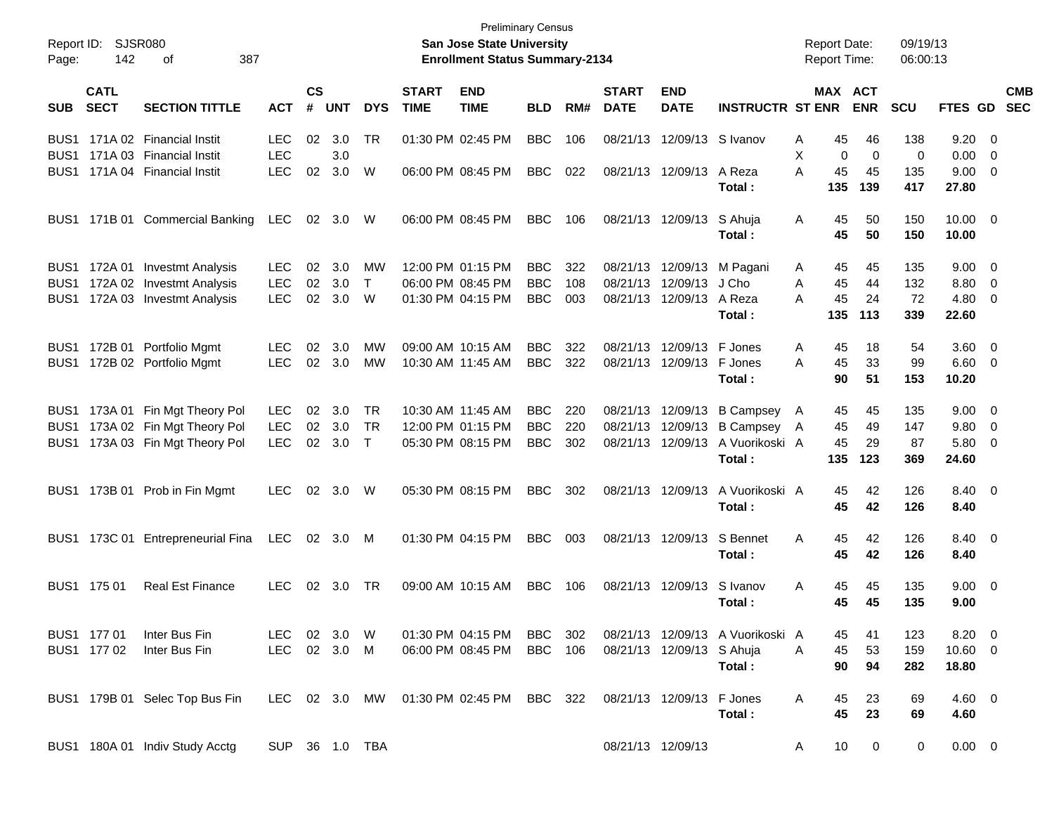Preliminary Census
**San Jose State University**
**Enrollment Status Summary-2134**

Report ID: SJSR080
Report Date: 09/19/13
Report Time: 06:00:13

| SUB | CATL SECT | SECTION TITTLE | ACT | CS # | UNT | DYS | START TIME | END TIME | BLD | RM# | START DATE | END DATE | INSTRUCTR | ST | MAX ENR | ACT ENR | SCU | FTES | GD | CMB SEC |
|---|---|---|---|---|---|---|---|---|---|---|---|---|---|---|---|---|---|---|---|---|
| BUS1 | 171A 02 | Financial Instit | LEC | 02 | 3.0 | TR | 01:30 PM | 02:45 PM | BBC | 106 | 08/21/13 | 12/09/13 | S Ivanov | A | 45 | 46 | 138 | 9.20 | 0 | |
| BUS1 | 171A 03 | Financial Instit | LEC | | 3.0 | | | | | | | | | X | 0 | 0 | 0 | 0.00 | 0 | |
| BUS1 | 171A 04 | Financial Instit | LEC | 02 | 3.0 | W | 06:00 PM | 08:45 PM | BBC | 022 | 08/21/13 | 12/09/13 | A Reza | A | 45 | 45 | 135 | 9.00 | 0 | |
| | | | | | | | | | | | | | Total : | | 135 | 139 | 417 | 27.80 | | |
| BUS1 | 171B 01 | Commercial Banking | LEC | 02 | 3.0 | W | 06:00 PM | 08:45 PM | BBC | 106 | 08/21/13 | 12/09/13 | S Ahuja | A | 45 | 50 | 150 | 10.00 | 0 | |
| | | | | | | | | | | | | | Total : | | 45 | 50 | 150 | 10.00 | | |
| BUS1 | 172A 01 | Investmt Analysis | LEC | 02 | 3.0 | MW | 12:00 PM | 01:15 PM | BBC | 322 | 08/21/13 | 12/09/13 | M Pagani | A | 45 | 45 | 135 | 9.00 | 0 | |
| BUS1 | 172A 02 | Investmt Analysis | LEC | 02 | 3.0 | T | 06:00 PM | 08:45 PM | BBC | 108 | 08/21/13 | 12/09/13 | J Cho | A | 45 | 44 | 132 | 8.80 | 0 | |
| BUS1 | 172A 03 | Investmt Analysis | LEC | 02 | 3.0 | W | 01:30 PM | 04:15 PM | BBC | 003 | 08/21/13 | 12/09/13 | A Reza | A | 45 | 24 | 72 | 4.80 | 0 | |
| | | | | | | | | | | | | | Total : | | 135 | 113 | 339 | 22.60 | | |
| BUS1 | 172B 01 | Portfolio Mgmt | LEC | 02 | 3.0 | MW | 09:00 AM | 10:15 AM | BBC | 322 | 08/21/13 | 12/09/13 | F Jones | A | 45 | 18 | 54 | 3.60 | 0 | |
| BUS1 | 172B 02 | Portfolio Mgmt | LEC | 02 | 3.0 | MW | 10:30 AM | 11:45 AM | BBC | 322 | 08/21/13 | 12/09/13 | F Jones | A | 45 | 33 | 99 | 6.60 | 0 | |
| | | | | | | | | | | | | | Total : | | 90 | 51 | 153 | 10.20 | | |
| BUS1 | 173A 01 | Fin Mgt Theory Pol | LEC | 02 | 3.0 | TR | 10:30 AM | 11:45 AM | BBC | 220 | 08/21/13 | 12/09/13 | B Campsey | A | 45 | 45 | 135 | 9.00 | 0 | |
| BUS1 | 173A 02 | Fin Mgt Theory Pol | LEC | 02 | 3.0 | TR | 12:00 PM | 01:15 PM | BBC | 220 | 08/21/13 | 12/09/13 | B Campsey | A | 45 | 49 | 147 | 9.80 | 0 | |
| BUS1 | 173A 03 | Fin Mgt Theory Pol | LEC | 02 | 3.0 | T | 05:30 PM | 08:15 PM | BBC | 302 | 08/21/13 | 12/09/13 | A Vuorikoski | A | 45 | 29 | 87 | 5.80 | 0 | |
| | | | | | | | | | | | | | Total : | | 135 | 123 | 369 | 24.60 | | |
| BUS1 | 173B 01 | Prob in Fin Mgmt | LEC | 02 | 3.0 | W | 05:30 PM | 08:15 PM | BBC | 302 | 08/21/13 | 12/09/13 | A Vuorikoski | A | 45 | 42 | 126 | 8.40 | 0 | |
| | | | | | | | | | | | | | Total : | | 45 | 42 | 126 | 8.40 | | |
| BUS1 | 173C 01 | Entrepreneurial Fina | LEC | 02 | 3.0 | M | 01:30 PM | 04:15 PM | BBC | 003 | 08/21/13 | 12/09/13 | S Bennet | A | 45 | 42 | 126 | 8.40 | 0 | |
| | | | | | | | | | | | | | Total : | | 45 | 42 | 126 | 8.40 | | |
| BUS1 | 175 01 | Real Est Finance | LEC | 02 | 3.0 | TR | 09:00 AM | 10:15 AM | BBC | 106 | 08/21/13 | 12/09/13 | S Ivanov | A | 45 | 45 | 135 | 9.00 | 0 | |
| | | | | | | | | | | | | | Total : | | 45 | 45 | 135 | 9.00 | | |
| BUS1 | 177 01 | Inter Bus Fin | LEC | 02 | 3.0 | W | 01:30 PM | 04:15 PM | BBC | 302 | 08/21/13 | 12/09/13 | A Vuorikoski | A | 45 | 41 | 123 | 8.20 | 0 | |
| BUS1 | 177 02 | Inter Bus Fin | LEC | 02 | 3.0 | M | 06:00 PM | 08:45 PM | BBC | 106 | 08/21/13 | 12/09/13 | S Ahuja | A | 45 | 53 | 159 | 10.60 | 0 | |
| | | | | | | | | | | | | | Total : | | 90 | 94 | 282 | 18.80 | | |
| BUS1 | 179B 01 | Selec Top Bus Fin | LEC | 02 | 3.0 | MW | 01:30 PM | 02:45 PM | BBC | 322 | 08/21/13 | 12/09/13 | F Jones | A | 45 | 23 | 69 | 4.60 | 0 | |
| | | | | | | | | | | | | | Total : | | 45 | 23 | 69 | 4.60 | | |
| BUS1 | 180A 01 | Indiv Study Acctg | SUP | 36 | 1.0 | TBA | | | | | 08/21/13 | 12/09/13 | | A | 10 | 0 | 0 | 0.00 | 0 | |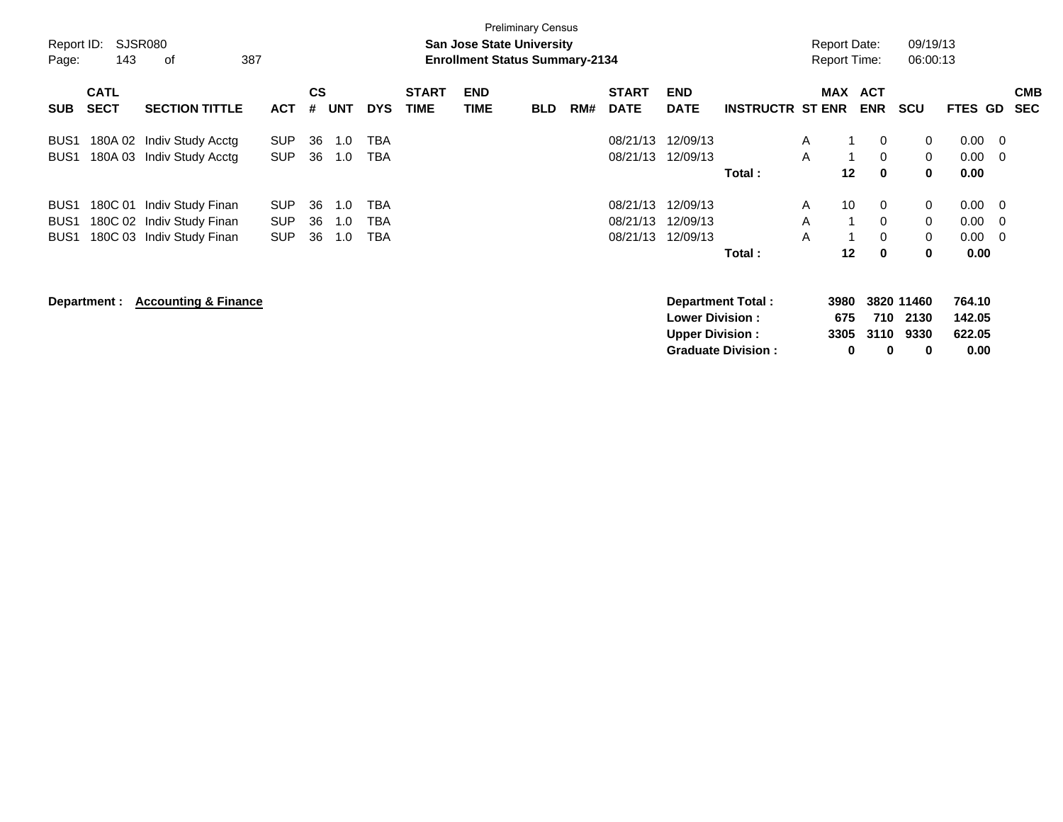Preliminary Census

**San Jose State University**

**Enrollment Status Summary-2134**

Report ID: SJSR080

Report Date: 09/19/13

Report Time: 06:00:13

| SUB | CATL SECT | SECTION TITTLE | ACT | CS # | UNT | DYS | START TIME | END TIME | BLD | RM# | START DATE | END DATE | INSTRUCTR | ST | MAX ENR | ACT ENR | SCU | FTES | GD | CMB SEC |
|---|---|---|---|---|---|---|---|---|---|---|---|---|---|---|---|---|---|---|---|---|
| BUS1 | 180A 02 | Indiv Study Acctg | SUP | 36 | 1.0 | TBA | | | | | 08/21/13 | 12/09/13 | | A | 1 | 0 | 0 | 0.00 | 0 | |
| BUS1 | 180A 03 | Indiv Study Acctg | SUP | 36 | 1.0 | TBA | | | | | 08/21/13 | 12/09/13 | | A | 1 | 0 | 0 | 0.00 | 0 | |
| | | | | | | | | | | | | | **Total :** | | **12** | **0** | **0** | **0.00** | | |
| BUS1 | 180C 01 | Indiv Study Finan | SUP | 36 | 1.0 | TBA | | | | | 08/21/13 | 12/09/13 | | A | 10 | 0 | 0 | 0.00 | 0 | |
| BUS1 | 180C 02 | Indiv Study Finan | SUP | 36 | 1.0 | TBA | | | | | 08/21/13 | 12/09/13 | | A | 1 | 0 | 0 | 0.00 | 0 | |
| BUS1 | 180C 03 | Indiv Study Finan | SUP | 36 | 1.0 | TBA | | | | | 08/21/13 | 12/09/13 | | A | 1 | 0 | 0 | 0.00 | 0 | |
| | | | | | | | | | | | | | **Total :** | | **12** | **0** | **0** | **0.00** | | |

**Department : Accounting & Finance**

| | MAX ENR | ACT ENR | SCU | FTES |
|---|---|---|---|---|
| **Department Total :** | **3980** | **3820** | **11460** | **764.10** |
| **Lower Division :** | **675** | **710** | **2130** | **142.05** |
| **Upper Division :** | **3305** | **3110** | **9330** | **622.05** |
| **Graduate Division :** | **0** | **0** | **0** | **0.00** |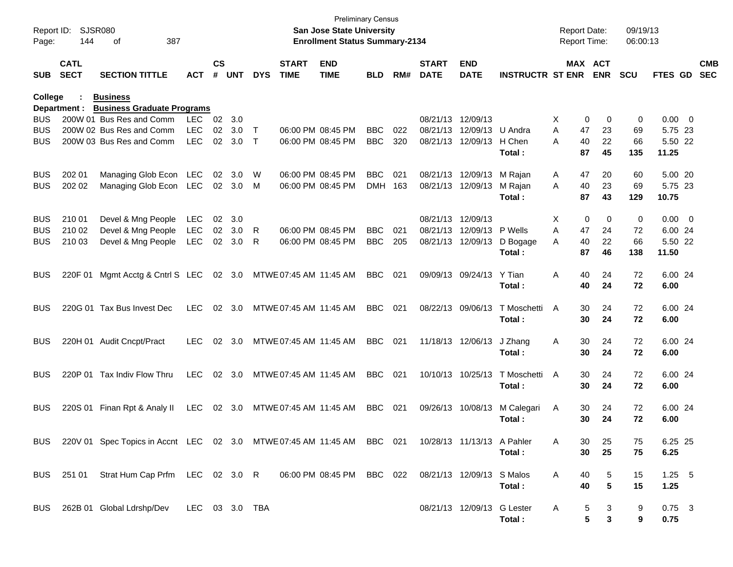Preliminary Census
**San Jose State University**
**Enrollment Status Summary-2134**

Report ID: SJSR080
Report Date: 09/19/13
Report Time: 06:00:13

**College : Business**
**Department : Business Graduate Programs**

| SUB | CATL SECT | SECTION TITTLE | ACT | CS # | UNT | DYS | START TIME | END TIME | BLD | RM# | START DATE | END DATE | INSTRUCTR | ST | MAX ENR | ACT ENR | SCU | FTES | GD | CMB SEC |
|---|---|---|---|---|---|---|---|---|---|---|---|---|---|---|---|---|---|---|---|---|
| BUS | 200W 01 | Bus Res and Comm | LEC | 02 | 3.0 | | | | | | 08/21/13 | 12/09/13 | | X | 0 | 0 | 0 | 0.00 | 0 | |
| BUS | 200W 02 | Bus Res and Comm | LEC | 02 | 3.0 | T | 06:00 PM | 08:45 PM | BBC | 022 | 08/21/13 | 12/09/13 | U Andra | A | 47 | 23 | 69 | 5.75 | 23 | |
| BUS | 200W 03 | Bus Res and Comm | LEC | 02 | 3.0 | T | 06:00 PM | 08:45 PM | BBC | 320 | 08/21/13 | 12/09/13 | H Chen | A | 40 | 22 | 66 | 5.50 | 22 | |
| | | | | | | | | | | | | | **Total :** | | **87** | **45** | **135** | **11.25** | | |
| BUS | 202 01 | Managing Glob Econ | LEC | 02 | 3.0 | W | 06:00 PM | 08:45 PM | BBC | 021 | 08/21/13 | 12/09/13 | M Rajan | A | 47 | 20 | 60 | 5.00 | 20 | |
| BUS | 202 02 | Managing Glob Econ | LEC | 02 | 3.0 | M | 06:00 PM | 08:45 PM | DMH | 163 | 08/21/13 | 12/09/13 | M Rajan | A | 40 | 23 | 69 | 5.75 | 23 | |
| | | | | | | | | | | | | | **Total :** | | **87** | **43** | **129** | **10.75** | | |
| BUS | 210 01 | Devel & Mng People | LEC | 02 | 3.0 | | | | | | 08/21/13 | 12/09/13 | | X | 0 | 0 | 0 | 0.00 | 0 | |
| BUS | 210 02 | Devel & Mng People | LEC | 02 | 3.0 | R | 06:00 PM | 08:45 PM | BBC | 021 | 08/21/13 | 12/09/13 | P Wells | A | 47 | 24 | 72 | 6.00 | 24 | |
| BUS | 210 03 | Devel & Mng People | LEC | 02 | 3.0 | R | 06:00 PM | 08:45 PM | BBC | 205 | 08/21/13 | 12/09/13 | D Bogage | A | 40 | 22 | 66 | 5.50 | 22 | |
| | | | | | | | | | | | | | **Total :** | | **87** | **46** | **138** | **11.50** | | |
| BUS | 220F 01 | Mgmt Acctg & Cntrl S | LEC | 02 | 3.0 | MTWE | 07:45 AM | 11:45 AM | BBC | 021 | 09/09/13 | 09/24/13 | Y Tian | A | 40 | 24 | 72 | 6.00 | 24 | |
| | | | | | | | | | | | | | **Total :** | | **40** | **24** | **72** | **6.00** | | |
| BUS | 220G 01 | Tax Bus Invest Dec | LEC | 02 | 3.0 | MTWE | 07:45 AM | 11:45 AM | BBC | 021 | 08/22/13 | 09/06/13 | T Moschetti | A | 30 | 24 | 72 | 6.00 | 24 | |
| | | | | | | | | | | | | | **Total :** | | **30** | **24** | **72** | **6.00** | | |
| BUS | 220H 01 | Audit Cncpt/Pract | LEC | 02 | 3.0 | MTWE | 07:45 AM | 11:45 AM | BBC | 021 | 11/18/13 | 12/06/13 | J Zhang | A | 30 | 24 | 72 | 6.00 | 24 | |
| | | | | | | | | | | | | | **Total :** | | **30** | **24** | **72** | **6.00** | | |
| BUS | 220P 01 | Tax Indiv Flow Thru | LEC | 02 | 3.0 | MTWE | 07:45 AM | 11:45 AM | BBC | 021 | 10/10/13 | 10/25/13 | T Moschetti | A | 30 | 24 | 72 | 6.00 | 24 | |
| | | | | | | | | | | | | | **Total :** | | **30** | **24** | **72** | **6.00** | | |
| BUS | 220S 01 | Finan Rpt & Analy II | LEC | 02 | 3.0 | MTWE | 07:45 AM | 11:45 AM | BBC | 021 | 09/26/13 | 10/08/13 | M Calegari | A | 30 | 24 | 72 | 6.00 | 24 | |
| | | | | | | | | | | | | | **Total :** | | **30** | **24** | **72** | **6.00** | | |
| BUS | 220V 01 | Spec Topics in Accnt | LEC | 02 | 3.0 | MTWE | 07:45 AM | 11:45 AM | BBC | 021 | 10/28/13 | 11/13/13 | A Pahler | A | 30 | 25 | 75 | 6.25 | 25 | |
| | | | | | | | | | | | | | **Total :** | | **30** | **25** | **75** | **6.25** | | |
| BUS | 251 01 | Strat Hum Cap Prfm | LEC | 02 | 3.0 | R | 06:00 PM | 08:45 PM | BBC | 022 | 08/21/13 | 12/09/13 | S Malos | A | 40 | 5 | 15 | 1.25 | 5 | |
| | | | | | | | | | | | | | **Total :** | | **40** | **5** | **15** | **1.25** | | |
| BUS | 262B 01 | Global Ldrshp/Dev | LEC | 03 | 3.0 | TBA | | | | | 08/21/13 | 12/09/13 | G Lester | A | 5 | 3 | 9 | 0.75 | 3 | |
| | | | | | | | | | | | | | **Total :** | | **5** | **3** | **9** | **0.75** | | |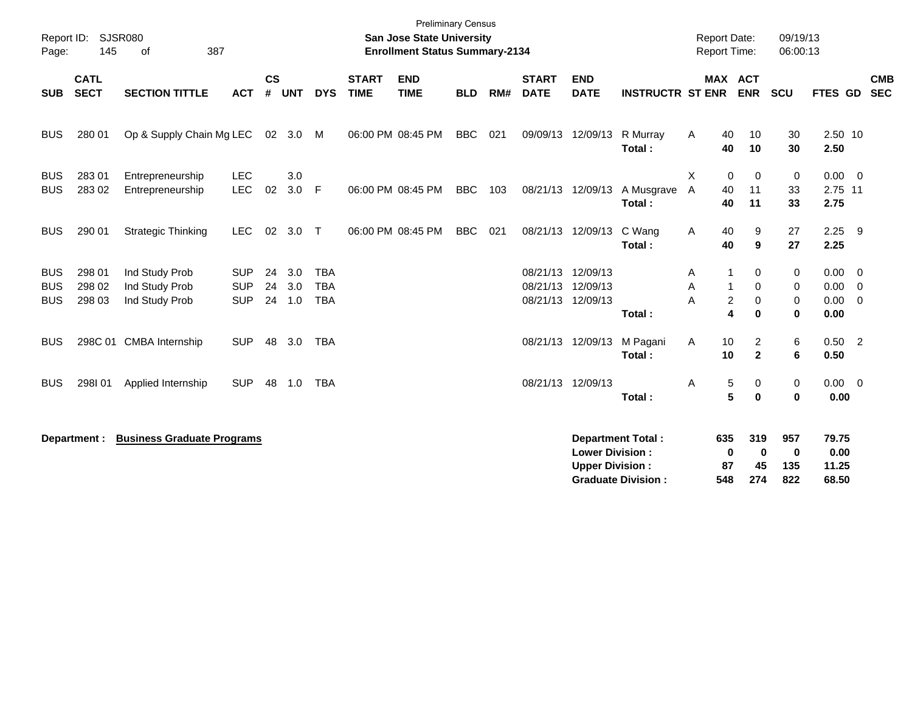Preliminary Census

**San Jose State University**
**Enrollment Status Summary-2134**

Report ID: SJSR080
Page: 145 of 387

Report Date: 09/19/13
Report Time: 06:00:13

| SUB | CATL SECT | SECTION TITTLE | ACT | CS # | UNT | DYS | START TIME | END TIME | BLD | RM# | START DATE | END DATE | INSTRUCTR | ST | MAX ENR | ACT ENR | SCU | FTES | GD | CMB SEC |
|---|---|---|---|---|---|---|---|---|---|---|---|---|---|---|---|---|---|---|---|---|
| BUS | 280 01 | Op & Supply Chain Mg | LEC | 02 | 3.0 | M | 06:00 PM | 08:45 PM | BBC | 021 | 09/09/13 | 12/09/13 | R Murray | A | 40 | 10 | 30 | 2.50 | 10 | |
| | | | | | | | | | | | | | **Total :** | | **40** | **10** | **30** | **2.50** | | |
| BUS | 283 01 | Entrepreneurship | LEC | | 3.0 | | | | | | | | | X | 0 | 0 | 0 | 0.00 | 0 | |
| BUS | 283 02 | Entrepreneurship | LEC | 02 | 3.0 | F | 06:00 PM | 08:45 PM | BBC | 103 | 08/21/13 | 12/09/13 | A Musgrave | A | 40 | 11 | 33 | 2.75 | 11 | |
| | | | | | | | | | | | | | **Total :** | | **40** | **11** | **33** | **2.75** | | |
| BUS | 290 01 | Strategic Thinking | LEC | 02 | 3.0 | T | 06:00 PM | 08:45 PM | BBC | 021 | 08/21/13 | 12/09/13 | C Wang | A | 40 | 9 | 27 | 2.25 | 9 | |
| | | | | | | | | | | | | | **Total :** | | **40** | **9** | **27** | **2.25** | | |
| BUS | 298 01 | Ind Study Prob | SUP | 24 | 3.0 | TBA | | | | | 08/21/13 | 12/09/13 | | A | 1 | 0 | 0 | 0.00 | 0 | |
| BUS | 298 02 | Ind Study Prob | SUP | 24 | 3.0 | TBA | | | | | 08/21/13 | 12/09/13 | | A | 1 | 0 | 0 | 0.00 | 0 | |
| BUS | 298 03 | Ind Study Prob | SUP | 24 | 1.0 | TBA | | | | | 08/21/13 | 12/09/13 | | A | 2 | 0 | 0 | 0.00 | 0 | |
| | | | | | | | | | | | | | **Total :** | | **4** | **0** | **0** | **0.00** | | |
| BUS | 298C 01 | CMBA Internship | SUP | 48 | 3.0 | TBA | | | | | 08/21/13 | 12/09/13 | M Pagani | A | 10 | 2 | 6 | 0.50 | 2 | |
| | | | | | | | | | | | | | **Total :** | | **10** | **2** | **6** | **0.50** | | |
| BUS | 298I 01 | Applied Internship | SUP | 48 | 1.0 | TBA | | | | | 08/21/13 | 12/09/13 | | A | 5 | 0 | 0 | 0.00 | 0 | |
| | | | | | | | | | | | | | **Total :** | | **5** | **0** | **0** | **0.00** | | |

**Department :** **Business Graduate Programs**

| | MAX ENR | ACT ENR | SCU | FTES |
|---|---|---|---|---|
| **Department Total :** | **635** | **319** | **957** | **79.75** |
| **Lower Division :** | **0** | **0** | **0** | **0.00** |
| **Upper Division :** | **87** | **45** | **135** | **11.25** |
| **Graduate Division :** | **548** | **274** | **822** | **68.50** |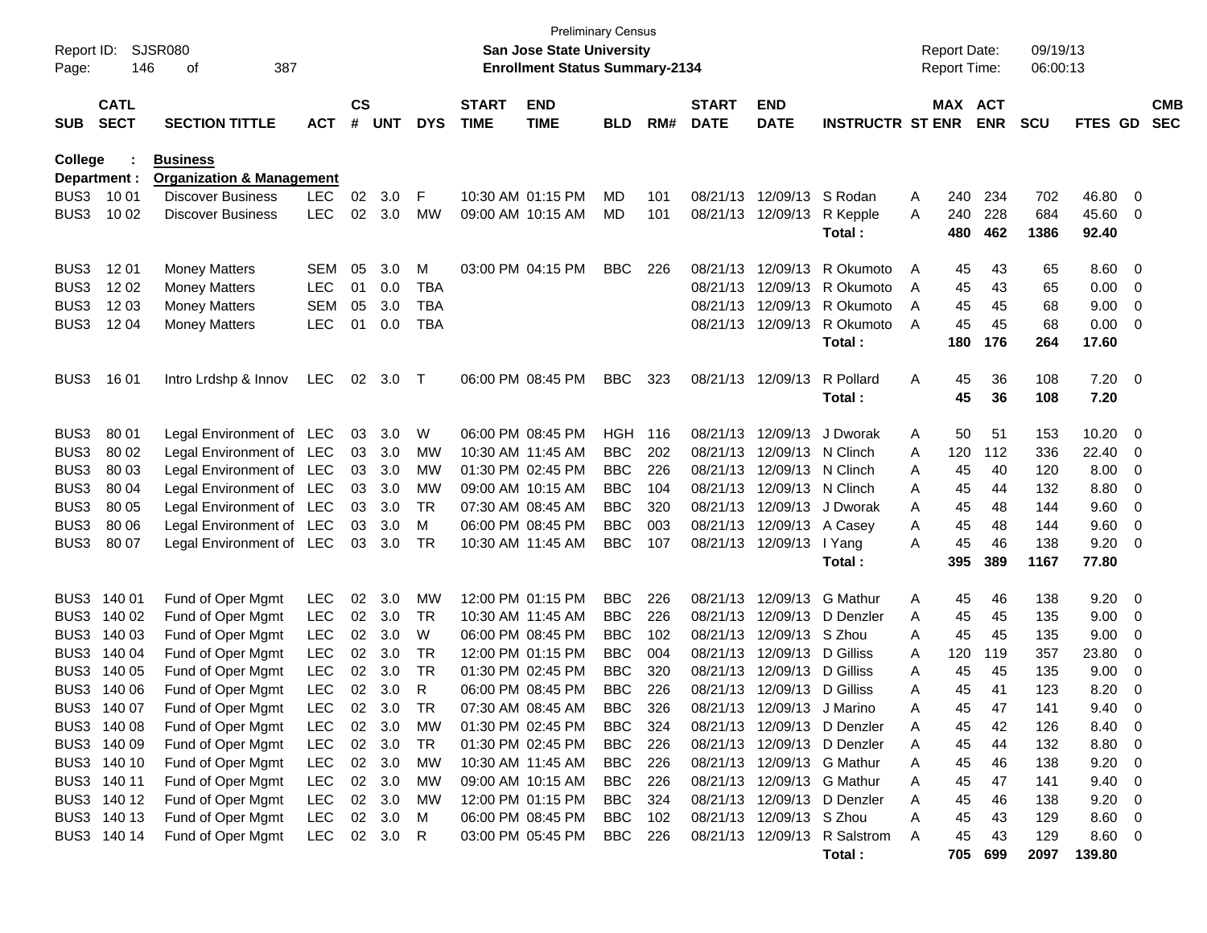Preliminary Census
San Jose State University
Enrollment Status Summary-2134

Report ID: SJSR080
Report Date: 09/19/13
Report Time: 06:00:13

**College : Business**
**Department : Organization & Management**

| SUB | CATL SECT | SECTION TITTLE | ACT | CS # | UNT | DYS | START TIME | END TIME | BLD | RM# | START DATE | END DATE | INSTRUCTR | ST | MAX ENR | ACT ENR | SCU | FTES | GD | CMB SEC |
|---|---|---|---|---|---|---|---|---|---|---|---|---|---|---|---|---|---|---|---|---|
| BUS3 | 10 01 | Discover Business | LEC | 02 | 3.0 | F | 10:30 AM | 01:15 PM | MD | 101 | 08/21/13 | 12/09/13 | S Rodan | A | 240 | 234 | 702 | 46.80 | 0 | |
| BUS3 | 10 02 | Discover Business | LEC | 02 | 3.0 | MW | 09:00 AM | 10:15 AM | MD | 101 | 08/21/13 | 12/09/13 | R Kepple | A | 240 | 228 | 684 | 45.60 | 0 | |
| | | | | | | | | | | | | | **Total :** | | **480** | **462** | **1386** | **92.40** | | |
| BUS3 | 12 01 | Money Matters | SEM | 05 | 3.0 | M | 03:00 PM | 04:15 PM | BBC | 226 | 08/21/13 | 12/09/13 | R Okumoto | A | 45 | 43 | 65 | 8.60 | 0 | |
| BUS3 | 12 02 | Money Matters | LEC | 01 | 0.0 | TBA | | | | | 08/21/13 | 12/09/13 | R Okumoto | A | 45 | 43 | 65 | 0.00 | 0 | |
| BUS3 | 12 03 | Money Matters | SEM | 05 | 3.0 | TBA | | | | | 08/21/13 | 12/09/13 | R Okumoto | A | 45 | 45 | 68 | 9.00 | 0 | |
| BUS3 | 12 04 | Money Matters | LEC | 01 | 0.0 | TBA | | | | | 08/21/13 | 12/09/13 | R Okumoto | A | 45 | 45 | 68 | 0.00 | 0 | |
| | | | | | | | | | | | | | **Total :** | | **180** | **176** | **264** | **17.60** | | |
| BUS3 | 16 01 | Intro Lrdshp & Innov | LEC | 02 | 3.0 | T | 06:00 PM | 08:45 PM | BBC | 323 | 08/21/13 | 12/09/13 | R Pollard | A | 45 | 36 | 108 | 7.20 | 0 | |
| | | | | | | | | | | | | | **Total :** | | **45** | **36** | **108** | **7.20** | | |
| BUS3 | 80 01 | Legal Environment of | LEC | 03 | 3.0 | W | 06:00 PM | 08:45 PM | HGH | 116 | 08/21/13 | 12/09/13 | J Dworak | A | 50 | 51 | 153 | 10.20 | 0 | |
| BUS3 | 80 02 | Legal Environment of | LEC | 03 | 3.0 | MW | 10:30 AM | 11:45 AM | BBC | 202 | 08/21/13 | 12/09/13 | N Clinch | A | 120 | 112 | 336 | 22.40 | 0 | |
| BUS3 | 80 03 | Legal Environment of | LEC | 03 | 3.0 | MW | 01:30 PM | 02:45 PM | BBC | 226 | 08/21/13 | 12/09/13 | N Clinch | A | 45 | 40 | 120 | 8.00 | 0 | |
| BUS3 | 80 04 | Legal Environment of | LEC | 03 | 3.0 | MW | 09:00 AM | 10:15 AM | BBC | 104 | 08/21/13 | 12/09/13 | N Clinch | A | 45 | 44 | 132 | 8.80 | 0 | |
| BUS3 | 80 05 | Legal Environment of | LEC | 03 | 3.0 | TR | 07:30 AM | 08:45 AM | BBC | 320 | 08/21/13 | 12/09/13 | J Dworak | A | 45 | 48 | 144 | 9.60 | 0 | |
| BUS3 | 80 06 | Legal Environment of | LEC | 03 | 3.0 | M | 06:00 PM | 08:45 PM | BBC | 003 | 08/21/13 | 12/09/13 | A Casey | A | 45 | 48 | 144 | 9.60 | 0 | |
| BUS3 | 80 07 | Legal Environment of | LEC | 03 | 3.0 | TR | 10:30 AM | 11:45 AM | BBC | 107 | 08/21/13 | 12/09/13 | I Yang | A | 45 | 46 | 138 | 9.20 | 0 | |
| | | | | | | | | | | | | | **Total :** | | **395** | **389** | **1167** | **77.80** | | |
| BUS3 | 140 01 | Fund of Oper Mgmt | LEC | 02 | 3.0 | MW | 12:00 PM | 01:15 PM | BBC | 226 | 08/21/13 | 12/09/13 | G Mathur | A | 45 | 46 | 138 | 9.20 | 0 | |
| BUS3 | 140 02 | Fund of Oper Mgmt | LEC | 02 | 3.0 | TR | 10:30 AM | 11:45 AM | BBC | 226 | 08/21/13 | 12/09/13 | D Denzler | A | 45 | 45 | 135 | 9.00 | 0 | |
| BUS3 | 140 03 | Fund of Oper Mgmt | LEC | 02 | 3.0 | W | 06:00 PM | 08:45 PM | BBC | 102 | 08/21/13 | 12/09/13 | S Zhou | A | 45 | 45 | 135 | 9.00 | 0 | |
| BUS3 | 140 04 | Fund of Oper Mgmt | LEC | 02 | 3.0 | TR | 12:00 PM | 01:15 PM | BBC | 004 | 08/21/13 | 12/09/13 | D Gilliss | A | 120 | 119 | 357 | 23.80 | 0 | |
| BUS3 | 140 05 | Fund of Oper Mgmt | LEC | 02 | 3.0 | TR | 01:30 PM | 02:45 PM | BBC | 320 | 08/21/13 | 12/09/13 | D Gilliss | A | 45 | 45 | 135 | 9.00 | 0 | |
| BUS3 | 140 06 | Fund of Oper Mgmt | LEC | 02 | 3.0 | R | 06:00 PM | 08:45 PM | BBC | 226 | 08/21/13 | 12/09/13 | D Gilliss | A | 45 | 41 | 123 | 8.20 | 0 | |
| BUS3 | 140 07 | Fund of Oper Mgmt | LEC | 02 | 3.0 | TR | 07:30 AM | 08:45 AM | BBC | 326 | 08/21/13 | 12/09/13 | J Marino | A | 45 | 47 | 141 | 9.40 | 0 | |
| BUS3 | 140 08 | Fund of Oper Mgmt | LEC | 02 | 3.0 | MW | 01:30 PM | 02:45 PM | BBC | 324 | 08/21/13 | 12/09/13 | D Denzler | A | 45 | 42 | 126 | 8.40 | 0 | |
| BUS3 | 140 09 | Fund of Oper Mgmt | LEC | 02 | 3.0 | TR | 01:30 PM | 02:45 PM | BBC | 226 | 08/21/13 | 12/09/13 | D Denzler | A | 45 | 44 | 132 | 8.80 | 0 | |
| BUS3 | 140 10 | Fund of Oper Mgmt | LEC | 02 | 3.0 | MW | 10:30 AM | 11:45 AM | BBC | 226 | 08/21/13 | 12/09/13 | G Mathur | A | 45 | 46 | 138 | 9.20 | 0 | |
| BUS3 | 140 11 | Fund of Oper Mgmt | LEC | 02 | 3.0 | MW | 09:00 AM | 10:15 AM | BBC | 226 | 08/21/13 | 12/09/13 | G Mathur | A | 45 | 47 | 141 | 9.40 | 0 | |
| BUS3 | 140 12 | Fund of Oper Mgmt | LEC | 02 | 3.0 | MW | 12:00 PM | 01:15 PM | BBC | 324 | 08/21/13 | 12/09/13 | D Denzler | A | 45 | 46 | 138 | 9.20 | 0 | |
| BUS3 | 140 13 | Fund of Oper Mgmt | LEC | 02 | 3.0 | M | 06:00 PM | 08:45 PM | BBC | 102 | 08/21/13 | 12/09/13 | S Zhou | A | 45 | 43 | 129 | 8.60 | 0 | |
| BUS3 | 140 14 | Fund of Oper Mgmt | LEC | 02 | 3.0 | R | 03:00 PM | 05:45 PM | BBC | 226 | 08/21/13 | 12/09/13 | R Salstrom | A | 45 | 43 | 129 | 8.60 | 0 | |
| | | | | | | | | | | | | | **Total :** | | **705** | **699** | **2097** | **139.80** | | |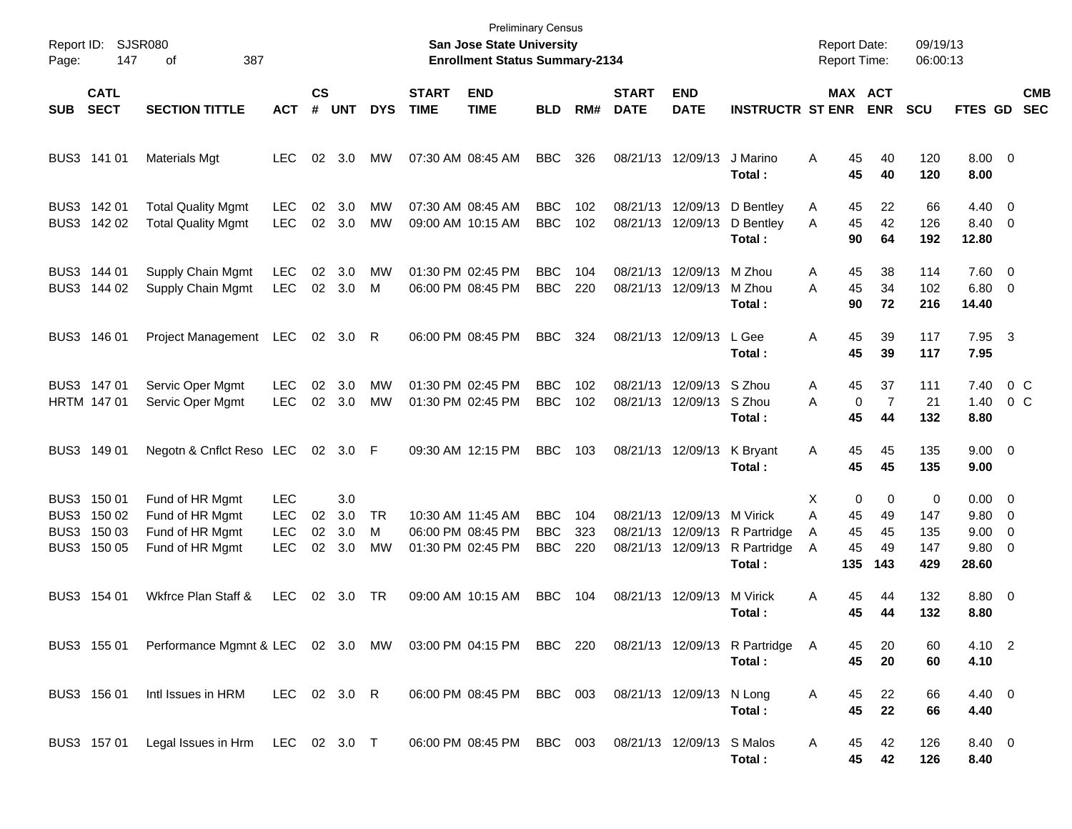Preliminary Census

**San Jose State University**

**Enrollment Status Summary-2134**

Report ID: SJSR080
Report Date: 09/19/13
Report Time: 06:00:13

| SUB | CATL SECT | SECTION TITTLE | ACT | CS # | UNT | DYS | START TIME | END TIME | BLD | RM# | START DATE | END DATE | INSTRUCTR | ST | MAX ENR | ACT ENR | SCU | FTES | GD | CMB SEC |
|---|---|---|---|---|---|---|---|---|---|---|---|---|---|---|---|---|---|---|---|---|
| BUS3 | 141 01 | Materials Mgt | LEC | 02 | 3.0 | MW | 07:30 AM | 08:45 AM | BBC | 326 | 08/21/13 | 12/09/13 | J Marino | A | 45 | 40 | 120 | 8.00 | 0 | |
| | | | | | | | | | | | | | **Total :** | | **45** | **40** | **120** | **8.00** | | |
| BUS3 | 142 01 | Total Quality Mgmt | LEC | 02 | 3.0 | MW | 07:30 AM | 08:45 AM | BBC | 102 | 08/21/13 | 12/09/13 | D Bentley | A | 45 | 22 | 66 | 4.40 | 0 | |
| BUS3 | 142 02 | Total Quality Mgmt | LEC | 02 | 3.0 | MW | 09:00 AM | 10:15 AM | BBC | 102 | 08/21/13 | 12/09/13 | D Bentley | A | 45 | 42 | 126 | 8.40 | 0 | |
| | | | | | | | | | | | | | **Total :** | | **90** | **64** | **192** | **12.80** | | |
| BUS3 | 144 01 | Supply Chain Mgmt | LEC | 02 | 3.0 | MW | 01:30 PM | 02:45 PM | BBC | 104 | 08/21/13 | 12/09/13 | M Zhou | A | 45 | 38 | 114 | 7.60 | 0 | |
| BUS3 | 144 02 | Supply Chain Mgmt | LEC | 02 | 3.0 | M | 06:00 PM | 08:45 PM | BBC | 220 | 08/21/13 | 12/09/13 | M Zhou | A | 45 | 34 | 102 | 6.80 | 0 | |
| | | | | | | | | | | | | | **Total :** | | **90** | **72** | **216** | **14.40** | | |
| BUS3 | 146 01 | Project Management | LEC | 02 | 3.0 | R | 06:00 PM | 08:45 PM | BBC | 324 | 08/21/13 | 12/09/13 | L Gee | A | 45 | 39 | 117 | 7.95 | 3 | |
| | | | | | | | | | | | | | **Total :** | | **45** | **39** | **117** | **7.95** | | |
| BUS3 | 147 01 | Servic Oper Mgmt | LEC | 02 | 3.0 | MW | 01:30 PM | 02:45 PM | BBC | 102 | 08/21/13 | 12/09/13 | S Zhou | A | 45 | 37 | 111 | 7.40 | 0 | C |
| HRTM | 147 01 | Servic Oper Mgmt | LEC | 02 | 3.0 | MW | 01:30 PM | 02:45 PM | BBC | 102 | 08/21/13 | 12/09/13 | S Zhou | A | 0 | 7 | 21 | 1.40 | 0 | C |
| | | | | | | | | | | | | | **Total :** | | **45** | **44** | **132** | **8.80** | | |
| BUS3 | 149 01 | Negotn & Cnflct Reso | LEC | 02 | 3.0 | F | 09:30 AM | 12:15 PM | BBC | 103 | 08/21/13 | 12/09/13 | K Bryant | A | 45 | 45 | 135 | 9.00 | 0 | |
| | | | | | | | | | | | | | **Total :** | | **45** | **45** | **135** | **9.00** | | |
| BUS3 | 150 01 | Fund of HR Mgmt | LEC | | 3.0 | | | | | | | | | X | 0 | 0 | 0 | 0.00 | 0 | |
| BUS3 | 150 02 | Fund of HR Mgmt | LEC | 02 | 3.0 | TR | 10:30 AM | 11:45 AM | BBC | 104 | 08/21/13 | 12/09/13 | M Virick | A | 45 | 49 | 147 | 9.80 | 0 | |
| BUS3 | 150 03 | Fund of HR Mgmt | LEC | 02 | 3.0 | M | 06:00 PM | 08:45 PM | BBC | 323 | 08/21/13 | 12/09/13 | R Partridge | A | 45 | 45 | 135 | 9.00 | 0 | |
| BUS3 | 150 05 | Fund of HR Mgmt | LEC | 02 | 3.0 | MW | 01:30 PM | 02:45 PM | BBC | 220 | 08/21/13 | 12/09/13 | R Partridge | A | 45 | 49 | 147 | 9.80 | 0 | |
| | | | | | | | | | | | | | **Total :** | | **135** | **143** | **429** | **28.60** | | |
| BUS3 | 154 01 | Wkfrce Plan Staff & | LEC | 02 | 3.0 | TR | 09:00 AM | 10:15 AM | BBC | 104 | 08/21/13 | 12/09/13 | M Virick | A | 45 | 44 | 132 | 8.80 | 0 | |
| | | | | | | | | | | | | | **Total :** | | **45** | **44** | **132** | **8.80** | | |
| BUS3 | 155 01 | Performance Mgmnt & | LEC | 02 | 3.0 | MW | 03:00 PM | 04:15 PM | BBC | 220 | 08/21/13 | 12/09/13 | R Partridge | A | 45 | 20 | 60 | 4.10 | 2 | |
| | | | | | | | | | | | | | **Total :** | | **45** | **20** | **60** | **4.10** | | |
| BUS3 | 156 01 | Intl Issues in HRM | LEC | 02 | 3.0 | R | 06:00 PM | 08:45 PM | BBC | 003 | 08/21/13 | 12/09/13 | N Long | A | 45 | 22 | 66 | 4.40 | 0 | |
| | | | | | | | | | | | | | **Total :** | | **45** | **22** | **66** | **4.40** | | |
| BUS3 | 157 01 | Legal Issues in Hrm | LEC | 02 | 3.0 | T | 06:00 PM | 08:45 PM | BBC | 003 | 08/21/13 | 12/09/13 | S Malos | A | 45 | 42 | 126 | 8.40 | 0 | |
| | | | | | | | | | | | | | **Total :** | | **45** | **42** | **126** | **8.40** | | |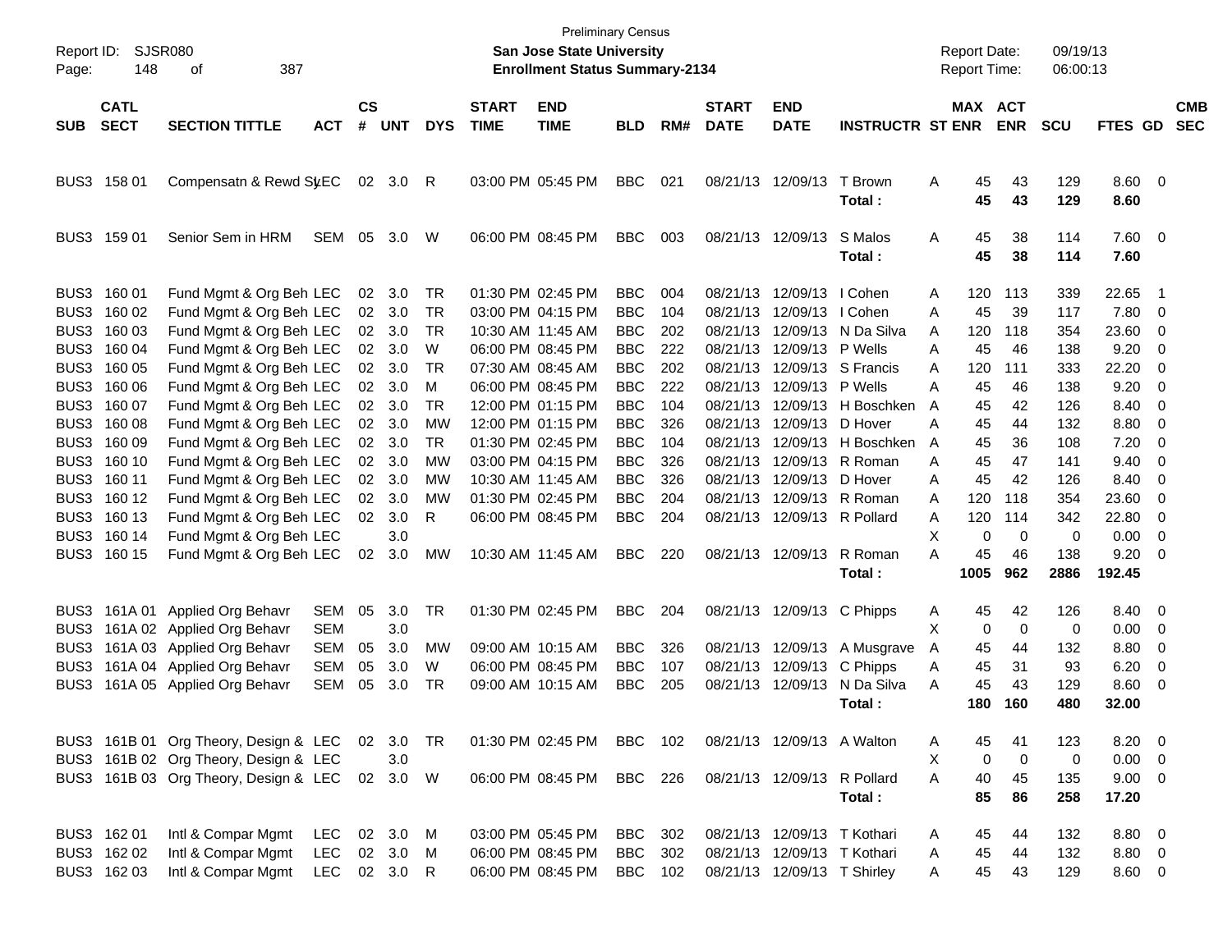Preliminary Census

Report ID: SJSR080 **San Jose State University** Report Date: 09/19/13

**Enrollment Status Summary-2134** Report Time: 06:00:13

| SUB | CATL SECT | SECTION TITTLE | ACT | CS # | UNT | DYS | START TIME | END TIME | BLD | RM# | START DATE | END DATE | INSTRUCTR | ST | MAX ENR | ACT ENR | SCU | FTES | GD | CMB SEC |
|---|---|---|---|---|---|---|---|---|---|---|---|---|---|---|---|---|---|---|---|---|
| BUS3 | 158 01 | Compensatn & Rewd Sys | LEC | 02 | 3.0 | R | 03:00 PM | 05:45 PM | BBC | 021 | 08/21/13 | 12/09/13 | T Brown | A | 45 | 43 | 129 | 8.60 | 0 | |
| | | | | | | | | | | | | | **Total :** | | **45** | **43** | **129** | **8.60** | | |
| BUS3 | 159 01 | Senior Sem in HRM | SEM | 05 | 3.0 | W | 06:00 PM | 08:45 PM | BBC | 003 | 08/21/13 | 12/09/13 | S Malos | A | 45 | 38 | 114 | 7.60 | 0 | |
| | | | | | | | | | | | | | **Total :** | | **45** | **38** | **114** | **7.60** | | |
| BUS3 | 160 01 | Fund Mgmt & Org Beh | LEC | 02 | 3.0 | TR | 01:30 PM | 02:45 PM | BBC | 004 | 08/21/13 | 12/09/13 | I Cohen | A | 120 | 113 | 339 | 22.65 | 1 | |
| BUS3 | 160 02 | Fund Mgmt & Org Beh | LEC | 02 | 3.0 | TR | 03:00 PM | 04:15 PM | BBC | 104 | 08/21/13 | 12/09/13 | I Cohen | A | 45 | 39 | 117 | 7.80 | 0 | |
| BUS3 | 160 03 | Fund Mgmt & Org Beh | LEC | 02 | 3.0 | TR | 10:30 AM | 11:45 AM | BBC | 202 | 08/21/13 | 12/09/13 | N Da Silva | A | 120 | 118 | 354 | 23.60 | 0 | |
| BUS3 | 160 04 | Fund Mgmt & Org Beh | LEC | 02 | 3.0 | W | 06:00 PM | 08:45 PM | BBC | 222 | 08/21/13 | 12/09/13 | P Wells | A | 45 | 46 | 138 | 9.20 | 0 | |
| BUS3 | 160 05 | Fund Mgmt & Org Beh | LEC | 02 | 3.0 | TR | 07:30 AM | 08:45 AM | BBC | 202 | 08/21/13 | 12/09/13 | S Francis | A | 120 | 111 | 333 | 22.20 | 0 | |
| BUS3 | 160 06 | Fund Mgmt & Org Beh | LEC | 02 | 3.0 | M | 06:00 PM | 08:45 PM | BBC | 222 | 08/21/13 | 12/09/13 | P Wells | A | 45 | 46 | 138 | 9.20 | 0 | |
| BUS3 | 160 07 | Fund Mgmt & Org Beh | LEC | 02 | 3.0 | TR | 12:00 PM | 01:15 PM | BBC | 104 | 08/21/13 | 12/09/13 | H Boschken | A | 45 | 42 | 126 | 8.40 | 0 | |
| BUS3 | 160 08 | Fund Mgmt & Org Beh | LEC | 02 | 3.0 | MW | 12:00 PM | 01:15 PM | BBC | 326 | 08/21/13 | 12/09/13 | D Hover | A | 45 | 44 | 132 | 8.80 | 0 | |
| BUS3 | 160 09 | Fund Mgmt & Org Beh | LEC | 02 | 3.0 | TR | 01:30 PM | 02:45 PM | BBC | 104 | 08/21/13 | 12/09/13 | H Boschken | A | 45 | 36 | 108 | 7.20 | 0 | |
| BUS3 | 160 10 | Fund Mgmt & Org Beh | LEC | 02 | 3.0 | MW | 03:00 PM | 04:15 PM | BBC | 326 | 08/21/13 | 12/09/13 | R Roman | A | 45 | 47 | 141 | 9.40 | 0 | |
| BUS3 | 160 11 | Fund Mgmt & Org Beh | LEC | 02 | 3.0 | MW | 10:30 AM | 11:45 AM | BBC | 326 | 08/21/13 | 12/09/13 | D Hover | A | 45 | 42 | 126 | 8.40 | 0 | |
| BUS3 | 160 12 | Fund Mgmt & Org Beh | LEC | 02 | 3.0 | MW | 01:30 PM | 02:45 PM | BBC | 204 | 08/21/13 | 12/09/13 | R Roman | A | 120 | 118 | 354 | 23.60 | 0 | |
| BUS3 | 160 13 | Fund Mgmt & Org Beh | LEC | 02 | 3.0 | R | 06:00 PM | 08:45 PM | BBC | 204 | 08/21/13 | 12/09/13 | R Pollard | A | 120 | 114 | 342 | 22.80 | 0 | |
| BUS3 | 160 14 | Fund Mgmt & Org Beh | LEC | | 3.0 | | | | | | | | | X | 0 | 0 | 0 | 0.00 | 0 | |
| BUS3 | 160 15 | Fund Mgmt & Org Beh | LEC | 02 | 3.0 | MW | 10:30 AM | 11:45 AM | BBC | 220 | 08/21/13 | 12/09/13 | R Roman | A | 45 | 46 | 138 | 9.20 | 0 | |
| | | | | | | | | | | | | | **Total :** | | **1005** | **962** | **2886** | **192.45** | | |
| BUS3 | 161A 01 | Applied Org Behavr | SEM | 05 | 3.0 | TR | 01:30 PM | 02:45 PM | BBC | 204 | 08/21/13 | 12/09/13 | C Phipps | A | 45 | 42 | 126 | 8.40 | 0 | |
| BUS3 | 161A 02 | Applied Org Behavr | SEM | | 3.0 | | | | | | | | | X | 0 | 0 | 0 | 0.00 | 0 | |
| BUS3 | 161A 03 | Applied Org Behavr | SEM | 05 | 3.0 | MW | 09:00 AM | 10:15 AM | BBC | 326 | 08/21/13 | 12/09/13 | A Musgrave | A | 45 | 44 | 132 | 8.80 | 0 | |
| BUS3 | 161A 04 | Applied Org Behavr | SEM | 05 | 3.0 | W | 06:00 PM | 08:45 PM | BBC | 107 | 08/21/13 | 12/09/13 | C Phipps | A | 45 | 31 | 93 | 6.20 | 0 | |
| BUS3 | 161A 05 | Applied Org Behavr | SEM | 05 | 3.0 | TR | 09:00 AM | 10:15 AM | BBC | 205 | 08/21/13 | 12/09/13 | N Da Silva | A | 45 | 43 | 129 | 8.60 | 0 | |
| | | | | | | | | | | | | | **Total :** | | **180** | **160** | **480** | **32.00** | | |
| BUS3 | 161B 01 | Org Theory, Design & | LEC | 02 | 3.0 | TR | 01:30 PM | 02:45 PM | BBC | 102 | 08/21/13 | 12/09/13 | A Walton | A | 45 | 41 | 123 | 8.20 | 0 | |
| BUS3 | 161B 02 | Org Theory, Design & | LEC | | 3.0 | | | | | | | | | X | 0 | 0 | 0 | 0.00 | 0 | |
| BUS3 | 161B 03 | Org Theory, Design & | LEC | 02 | 3.0 | W | 06:00 PM | 08:45 PM | BBC | 226 | 08/21/13 | 12/09/13 | R Pollard | A | 40 | 45 | 135 | 9.00 | 0 | |
| | | | | | | | | | | | | | **Total :** | | **85** | **86** | **258** | **17.20** | | |
| BUS3 | 162 01 | Intl & Compar Mgmt | LEC | 02 | 3.0 | M | 03:00 PM | 05:45 PM | BBC | 302 | 08/21/13 | 12/09/13 | T Kothari | A | 45 | 44 | 132 | 8.80 | 0 | |
| BUS3 | 162 02 | Intl & Compar Mgmt | LEC | 02 | 3.0 | M | 06:00 PM | 08:45 PM | BBC | 302 | 08/21/13 | 12/09/13 | T Kothari | A | 45 | 44 | 132 | 8.80 | 0 | |
| BUS3 | 162 03 | Intl & Compar Mgmt | LEC | 02 | 3.0 | R | 06:00 PM | 08:45 PM | BBC | 102 | 08/21/13 | 12/09/13 | T Shirley | A | 45 | 43 | 129 | 8.60 | 0 | |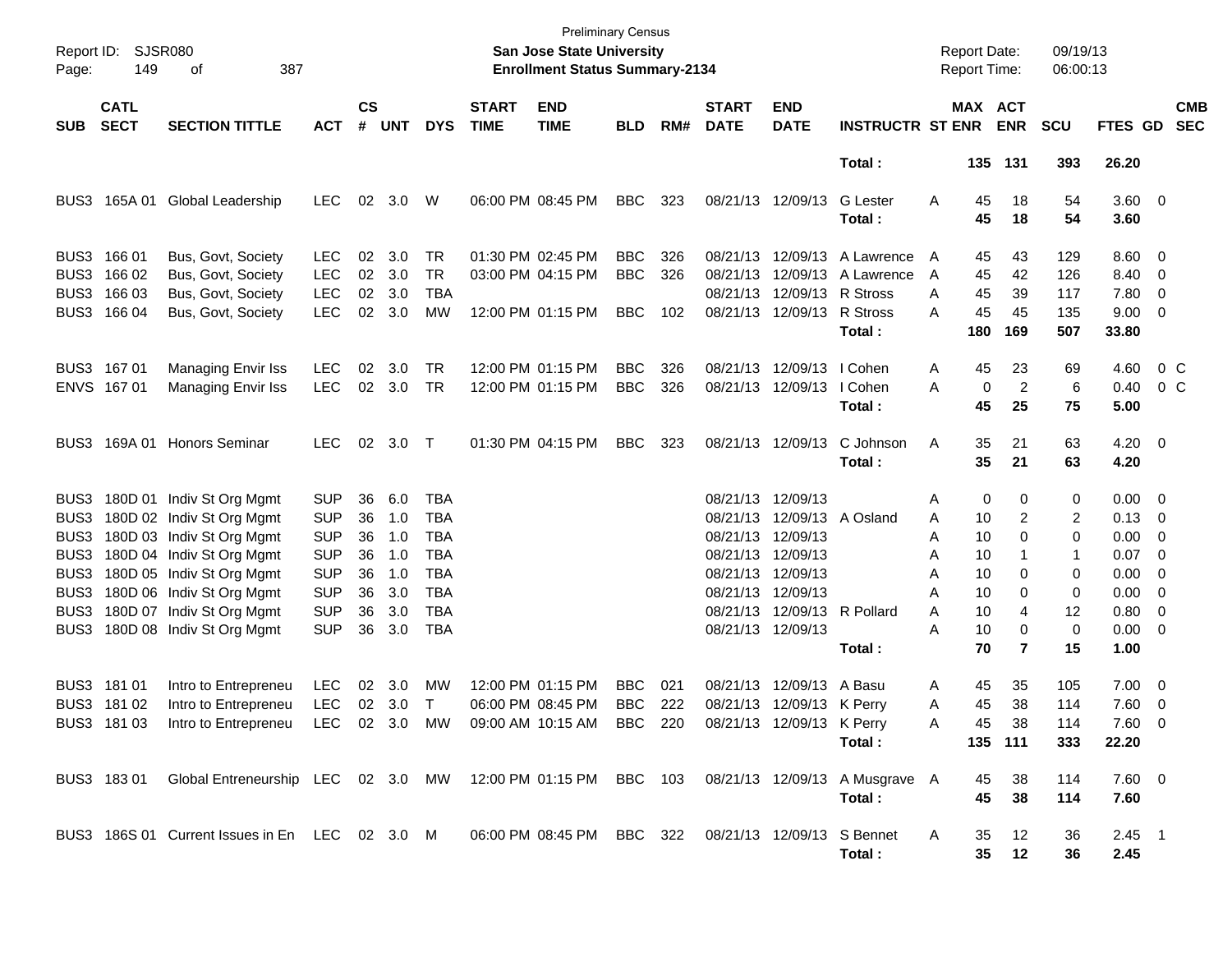Preliminary Census
San Jose State University
Enrollment Status Summary-2134

Report ID: SJSR080
Report Date: 09/19/13
Report Time: 06:00:13

| SUB | CATL SECT | SECTION TITTLE | ACT | CS # | UNT | DYS | START TIME | END TIME | BLD | RM# | START DATE | END DATE | INSTRUCTR | ST | MAX ENR | ACT ENR | SCU | FTES | GD | CMB SEC |
|---|---|---|---|---|---|---|---|---|---|---|---|---|---|---|---|---|---|---|---|---|
| | | | | | | | | | | | | | Total : | | 135 | 131 | 393 | 26.20 | | |
| BUS3 | 165A 01 | Global Leadership | LEC | 02 | 3.0 | W | 06:00 PM | 08:45 PM | BBC | 323 | 08/21/13 | 12/09/13 | G Lester | A | 45 | 18 | 54 | 3.60 | 0 | |
| | | | | | | | | | | | | | Total : | | 45 | 18 | 54 | 3.60 | | |
| BUS3 | 166 01 | Bus, Govt, Society | LEC | 02 | 3.0 | TR | 01:30 PM | 02:45 PM | BBC | 326 | 08/21/13 | 12/09/13 | A Lawrence | A | 45 | 43 | 129 | 8.60 | 0 | |
| BUS3 | 166 02 | Bus, Govt, Society | LEC | 02 | 3.0 | TR | 03:00 PM | 04:15 PM | BBC | 326 | 08/21/13 | 12/09/13 | A Lawrence | A | 45 | 42 | 126 | 8.40 | 0 | |
| BUS3 | 166 03 | Bus, Govt, Society | LEC | 02 | 3.0 | TBA | | | | | 08/21/13 | 12/09/13 | R Stross | A | 45 | 39 | 117 | 7.80 | 0 | |
| BUS3 | 166 04 | Bus, Govt, Society | LEC | 02 | 3.0 | MW | 12:00 PM | 01:15 PM | BBC | 102 | 08/21/13 | 12/09/13 | R Stross | A | 45 | 45 | 135 | 9.00 | 0 | |
| | | | | | | | | | | | | | Total : | | 180 | 169 | 507 | 33.80 | | |
| BUS3 | 167 01 | Managing Envir Iss | LEC | 02 | 3.0 | TR | 12:00 PM | 01:15 PM | BBC | 326 | 08/21/13 | 12/09/13 | I Cohen | A | 45 | 23 | 69 | 4.60 | 0 | C |
| ENVS | 167 01 | Managing Envir Iss | LEC | 02 | 3.0 | TR | 12:00 PM | 01:15 PM | BBC | 326 | 08/21/13 | 12/09/13 | I Cohen | A | 0 | 2 | 6 | 0.40 | 0 | C |
| | | | | | | | | | | | | | Total : | | 45 | 25 | 75 | 5.00 | | |
| BUS3 | 169A 01 | Honors Seminar | LEC | 02 | 3.0 | T | 01:30 PM | 04:15 PM | BBC | 323 | 08/21/13 | 12/09/13 | C Johnson | A | 35 | 21 | 63 | 4.20 | 0 | |
| | | | | | | | | | | | | | Total : | | 35 | 21 | 63 | 4.20 | | |
| BUS3 | 180D 01 | Indiv St Org Mgmt | SUP | 36 | 6.0 | TBA | | | | | 08/21/13 | 12/09/13 | | A | 0 | 0 | 0 | 0.00 | 0 | |
| BUS3 | 180D 02 | Indiv St Org Mgmt | SUP | 36 | 1.0 | TBA | | | | | 08/21/13 | 12/09/13 | A Osland | A | 10 | 2 | 2 | 0.13 | 0 | |
| BUS3 | 180D 03 | Indiv St Org Mgmt | SUP | 36 | 1.0 | TBA | | | | | 08/21/13 | 12/09/13 | | A | 10 | 0 | 0 | 0.00 | 0 | |
| BUS3 | 180D 04 | Indiv St Org Mgmt | SUP | 36 | 1.0 | TBA | | | | | 08/21/13 | 12/09/13 | | A | 10 | 1 | 1 | 0.07 | 0 | |
| BUS3 | 180D 05 | Indiv St Org Mgmt | SUP | 36 | 1.0 | TBA | | | | | 08/21/13 | 12/09/13 | | A | 10 | 0 | 0 | 0.00 | 0 | |
| BUS3 | 180D 06 | Indiv St Org Mgmt | SUP | 36 | 3.0 | TBA | | | | | 08/21/13 | 12/09/13 | | A | 10 | 0 | 0 | 0.00 | 0 | |
| BUS3 | 180D 07 | Indiv St Org Mgmt | SUP | 36 | 3.0 | TBA | | | | | 08/21/13 | 12/09/13 | R Pollard | A | 10 | 4 | 12 | 0.80 | 0 | |
| BUS3 | 180D 08 | Indiv St Org Mgmt | SUP | 36 | 3.0 | TBA | | | | | 08/21/13 | 12/09/13 | | A | 10 | 0 | 0 | 0.00 | 0 | |
| | | | | | | | | | | | | | Total : | | 70 | 7 | 15 | 1.00 | | |
| BUS3 | 181 01 | Intro to Entrepreneu | LEC | 02 | 3.0 | MW | 12:00 PM | 01:15 PM | BBC | 021 | 08/21/13 | 12/09/13 | A Basu | A | 45 | 35 | 105 | 7.00 | 0 | |
| BUS3 | 181 02 | Intro to Entrepreneu | LEC | 02 | 3.0 | T | 06:00 PM | 08:45 PM | BBC | 222 | 08/21/13 | 12/09/13 | K Perry | A | 45 | 38 | 114 | 7.60 | 0 | |
| BUS3 | 181 03 | Intro to Entrepreneu | LEC | 02 | 3.0 | MW | 09:00 AM | 10:15 AM | BBC | 220 | 08/21/13 | 12/09/13 | K Perry | A | 45 | 38 | 114 | 7.60 | 0 | |
| | | | | | | | | | | | | | Total : | | 135 | 111 | 333 | 22.20 | | |
| BUS3 | 183 01 | Global Entreneurship | LEC | 02 | 3.0 | MW | 12:00 PM | 01:15 PM | BBC | 103 | 08/21/13 | 12/09/13 | A Musgrave | A | 45 | 38 | 114 | 7.60 | 0 | |
| | | | | | | | | | | | | | Total : | | 45 | 38 | 114 | 7.60 | | |
| BUS3 | 186S 01 | Current Issues in En | LEC | 02 | 3.0 | M | 06:00 PM | 08:45 PM | BBC | 322 | 08/21/13 | 12/09/13 | S Bennet | A | 35 | 12 | 36 | 2.45 | 1 | |
| | | | | | | | | | | | | | Total : | | 35 | 12 | 36 | 2.45 | | |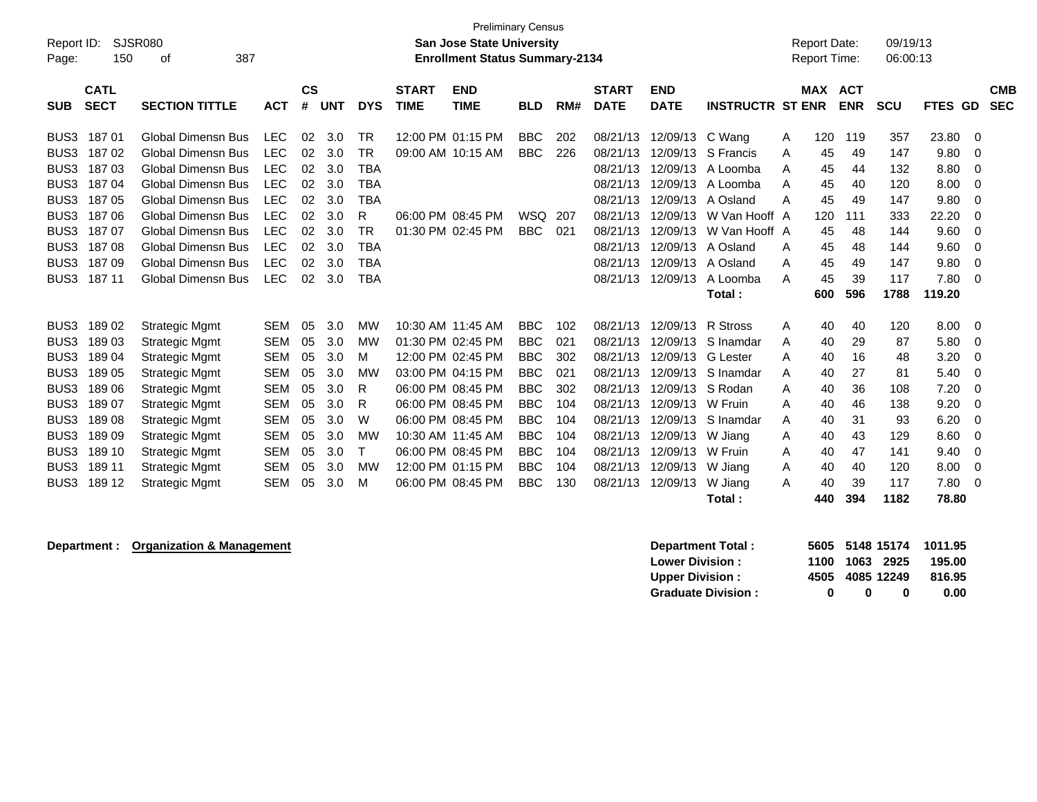Preliminary Census

Report ID: SJSR080 | San Jose State University | Report Date: 09/19/13

Enrollment Status Summary-2134 | Report Time: 06:00:13

| SUB | CATL SECT | SECTION TITTLE | ACT | CS # | UNT | DYS | START TIME | END TIME | BLD | RM# | START DATE | END DATE | INSTRUCTR | ST | MAX ENR | ACT ENR | SCU | FTES | GD | CMB SEC |
|---|---|---|---|---|---|---|---|---|---|---|---|---|---|---|---|---|---|---|---|---|
| BUS3 | 187 01 | Global Dimensn Bus | LEC | 02 | 3.0 | TR | 12:00 PM | 01:15 PM | BBC | 202 | 08/21/13 | 12/09/13 | C Wang | A | 120 | 119 | 357 | 23.80 | 0 | |
| BUS3 | 187 02 | Global Dimensn Bus | LEC | 02 | 3.0 | TR | 09:00 AM | 10:15 AM | BBC | 226 | 08/21/13 | 12/09/13 | S Francis | A | 45 | 49 | 147 | 9.80 | 0 | |
| BUS3 | 187 03 | Global Dimensn Bus | LEC | 02 | 3.0 | TBA | | | | | 08/21/13 | 12/09/13 | A Loomba | A | 45 | 44 | 132 | 8.80 | 0 | |
| BUS3 | 187 04 | Global Dimensn Bus | LEC | 02 | 3.0 | TBA | | | | | 08/21/13 | 12/09/13 | A Loomba | A | 45 | 40 | 120 | 8.00 | 0 | |
| BUS3 | 187 05 | Global Dimensn Bus | LEC | 02 | 3.0 | TBA | | | | | 08/21/13 | 12/09/13 | A Osland | A | 45 | 49 | 147 | 9.80 | 0 | |
| BUS3 | 187 06 | Global Dimensn Bus | LEC | 02 | 3.0 | R | 06:00 PM | 08:45 PM | WSQ | 207 | 08/21/13 | 12/09/13 | W Van Hooff | A | 120 | 111 | 333 | 22.20 | 0 | |
| BUS3 | 187 07 | Global Dimensn Bus | LEC | 02 | 3.0 | TR | 01:30 PM | 02:45 PM | BBC | 021 | 08/21/13 | 12/09/13 | W Van Hooff | A | 45 | 48 | 144 | 9.60 | 0 | |
| BUS3 | 187 08 | Global Dimensn Bus | LEC | 02 | 3.0 | TBA | | | | | 08/21/13 | 12/09/13 | A Osland | A | 45 | 48 | 144 | 9.60 | 0 | |
| BUS3 | 187 09 | Global Dimensn Bus | LEC | 02 | 3.0 | TBA | | | | | 08/21/13 | 12/09/13 | A Osland | A | 45 | 49 | 147 | 9.80 | 0 | |
| BUS3 | 187 11 | Global Dimensn Bus | LEC | 02 | 3.0 | TBA | | | | | 08/21/13 | 12/09/13 | A Loomba | A | 45 | 39 | 117 | 7.80 | 0 | |
| | | | | | | | | | | | | | **Total :** | | **600** | **596** | **1788** | **119.20** | | |
| BUS3 | 189 02 | Strategic Mgmt | SEM | 05 | 3.0 | MW | 10:30 AM | 11:45 AM | BBC | 102 | 08/21/13 | 12/09/13 | R Stross | A | 40 | 40 | 120 | 8.00 | 0 | |
| BUS3 | 189 03 | Strategic Mgmt | SEM | 05 | 3.0 | MW | 01:30 PM | 02:45 PM | BBC | 021 | 08/21/13 | 12/09/13 | S Inamdar | A | 40 | 29 | 87 | 5.80 | 0 | |
| BUS3 | 189 04 | Strategic Mgmt | SEM | 05 | 3.0 | M | 12:00 PM | 02:45 PM | BBC | 302 | 08/21/13 | 12/09/13 | G Lester | A | 40 | 16 | 48 | 3.20 | 0 | |
| BUS3 | 189 05 | Strategic Mgmt | SEM | 05 | 3.0 | MW | 03:00 PM | 04:15 PM | BBC | 021 | 08/21/13 | 12/09/13 | S Inamdar | A | 40 | 27 | 81 | 5.40 | 0 | |
| BUS3 | 189 06 | Strategic Mgmt | SEM | 05 | 3.0 | R | 06:00 PM | 08:45 PM | BBC | 302 | 08/21/13 | 12/09/13 | S Rodan | A | 40 | 36 | 108 | 7.20 | 0 | |
| BUS3 | 189 07 | Strategic Mgmt | SEM | 05 | 3.0 | R | 06:00 PM | 08:45 PM | BBC | 104 | 08/21/13 | 12/09/13 | W Fruin | A | 40 | 46 | 138 | 9.20 | 0 | |
| BUS3 | 189 08 | Strategic Mgmt | SEM | 05 | 3.0 | W | 06:00 PM | 08:45 PM | BBC | 104 | 08/21/13 | 12/09/13 | S Inamdar | A | 40 | 31 | 93 | 6.20 | 0 | |
| BUS3 | 189 09 | Strategic Mgmt | SEM | 05 | 3.0 | MW | 10:30 AM | 11:45 AM | BBC | 104 | 08/21/13 | 12/09/13 | W Jiang | A | 40 | 43 | 129 | 8.60 | 0 | |
| BUS3 | 189 10 | Strategic Mgmt | SEM | 05 | 3.0 | T | 06:00 PM | 08:45 PM | BBC | 104 | 08/21/13 | 12/09/13 | W Fruin | A | 40 | 47 | 141 | 9.40 | 0 | |
| BUS3 | 189 11 | Strategic Mgmt | SEM | 05 | 3.0 | MW | 12:00 PM | 01:15 PM | BBC | 104 | 08/21/13 | 12/09/13 | W Jiang | A | 40 | 40 | 120 | 8.00 | 0 | |
| BUS3 | 189 12 | Strategic Mgmt | SEM | 05 | 3.0 | M | 06:00 PM | 08:45 PM | BBC | 130 | 08/21/13 | 12/09/13 | W Jiang | A | 40 | 39 | 117 | 7.80 | 0 | |
| | | | | | | | | | | | | | **Total :** | | **440** | **394** | **1182** | **78.80** | | |

**Department : Organization & Management**

| | MAX ENR | ACT ENR | SCU | FTES |
|---|---|---|---|---|
| **Department Total :** | **5605** | **5148** | **15174** | **1011.95** |
| **Lower Division :** | **1100** | **1063** | **2925** | **195.00** |
| **Upper Division :** | **4505** | **4085** | **12249** | **816.95** |
| **Graduate Division :** | **0** | **0** | **0** | **0.00** |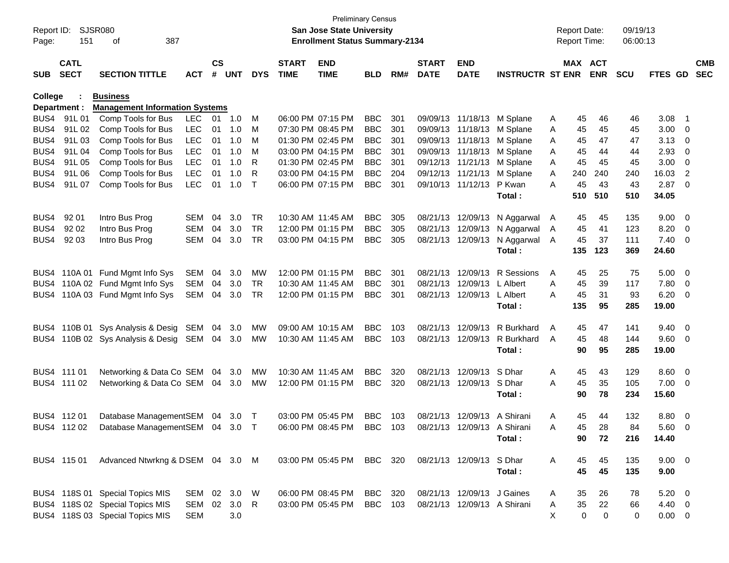Preliminary Census

Report ID: SJSR080 **San Jose State University** Report Date: 09/19/13

Page: 151 of 387 **Enrollment Status Summary-2134** Report Time: 06:00:13

**College : Business**

**Department : Management Information Systems**

| SUB | CATL SECT | SECTION TITTLE | ACT | CS # | UNT | DYS | START TIME | END TIME | BLD | RM# | START DATE | END DATE | INSTRUCTR | ST | MAX ENR | ACT ENR | SCU | FTES | GD | CMB SEC |
|---|---|---|---|---|---|---|---|---|---|---|---|---|---|---|---|---|---|---|---|---|
| BUS4 | 91L 01 | Comp Tools for Bus | LEC | 01 | 1.0 | M | 06:00 PM | 07:15 PM | BBC | 301 | 09/09/13 | 11/18/13 | M Splane | A | 45 | 46 | 46 | 3.08 | 1 | |
| BUS4 | 91L 02 | Comp Tools for Bus | LEC | 01 | 1.0 | M | 07:30 PM | 08:45 PM | BBC | 301 | 09/09/13 | 11/18/13 | M Splane | A | 45 | 45 | 45 | 3.00 | 0 | |
| BUS4 | 91L 03 | Comp Tools for Bus | LEC | 01 | 1.0 | M | 01:30 PM | 02:45 PM | BBC | 301 | 09/09/13 | 11/18/13 | M Splane | A | 45 | 47 | 47 | 3.13 | 0 | |
| BUS4 | 91L 04 | Comp Tools for Bus | LEC | 01 | 1.0 | M | 03:00 PM | 04:15 PM | BBC | 301 | 09/09/13 | 11/18/13 | M Splane | A | 45 | 44 | 44 | 2.93 | 0 | |
| BUS4 | 91L 05 | Comp Tools for Bus | LEC | 01 | 1.0 | R | 01:30 PM | 02:45 PM | BBC | 301 | 09/12/13 | 11/21/13 | M Splane | A | 45 | 45 | 45 | 3.00 | 0 | |
| BUS4 | 91L 06 | Comp Tools for Bus | LEC | 01 | 1.0 | R | 03:00 PM | 04:15 PM | BBC | 204 | 09/12/13 | 11/21/13 | M Splane | A | 240 | 240 | 240 | 16.03 | 2 | |
| BUS4 | 91L 07 | Comp Tools for Bus | LEC | 01 | 1.0 | T | 06:00 PM | 07:15 PM | BBC | 301 | 09/10/13 | 11/12/13 | P Kwan | A | 45 | 43 | 43 | 2.87 | 0 | |
| | | | | | | | | | | | | | **Total :** | | **510** | **510** | **510** | **34.05** | | |
| BUS4 | 92 01 | Intro Bus Prog | SEM | 04 | 3.0 | TR | 10:30 AM | 11:45 AM | BBC | 305 | 08/21/13 | 12/09/13 | N Aggarwal | A | 45 | 45 | 135 | 9.00 | 0 | |
| BUS4 | 92 02 | Intro Bus Prog | SEM | 04 | 3.0 | TR | 12:00 PM | 01:15 PM | BBC | 305 | 08/21/13 | 12/09/13 | N Aggarwal | A | 45 | 41 | 123 | 8.20 | 0 | |
| BUS4 | 92 03 | Intro Bus Prog | SEM | 04 | 3.0 | TR | 03:00 PM | 04:15 PM | BBC | 305 | 08/21/13 | 12/09/13 | N Aggarwal | A | 45 | 37 | 111 | 7.40 | 0 | |
| | | | | | | | | | | | | | **Total :** | | **135** | **123** | **369** | **24.60** | | |
| BUS4 | 110A 01 | Fund Mgmt Info Sys | SEM | 04 | 3.0 | MW | 12:00 PM | 01:15 PM | BBC | 301 | 08/21/13 | 12/09/13 | R Sessions | A | 45 | 25 | 75 | 5.00 | 0 | |
| BUS4 | 110A 02 | Fund Mgmt Info Sys | SEM | 04 | 3.0 | TR | 10:30 AM | 11:45 AM | BBC | 301 | 08/21/13 | 12/09/13 | L Albert | A | 45 | 39 | 117 | 7.80 | 0 | |
| BUS4 | 110A 03 | Fund Mgmt Info Sys | SEM | 04 | 3.0 | TR | 12:00 PM | 01:15 PM | BBC | 301 | 08/21/13 | 12/09/13 | L Albert | A | 45 | 31 | 93 | 6.20 | 0 | |
| | | | | | | | | | | | | | **Total :** | | **135** | **95** | **285** | **19.00** | | |
| BUS4 | 110B 01 | Sys Analysis & Desig | SEM | 04 | 3.0 | MW | 09:00 AM | 10:15 AM | BBC | 103 | 08/21/13 | 12/09/13 | R Burkhard | A | 45 | 47 | 141 | 9.40 | 0 | |
| BUS4 | 110B 02 | Sys Analysis & Desig | SEM | 04 | 3.0 | MW | 10:30 AM | 11:45 AM | BBC | 103 | 08/21/13 | 12/09/13 | R Burkhard | A | 45 | 48 | 144 | 9.60 | 0 | |
| | | | | | | | | | | | | | **Total :** | | **90** | **95** | **285** | **19.00** | | |
| BUS4 | 111 01 | Networking & Data Co | SEM | 04 | 3.0 | MW | 10:30 AM | 11:45 AM | BBC | 320 | 08/21/13 | 12/09/13 | S Dhar | A | 45 | 43 | 129 | 8.60 | 0 | |
| BUS4 | 111 02 | Networking & Data Co | SEM | 04 | 3.0 | MW | 12:00 PM | 01:15 PM | BBC | 320 | 08/21/13 | 12/09/13 | S Dhar | A | 45 | 35 | 105 | 7.00 | 0 | |
| | | | | | | | | | | | | | **Total :** | | **90** | **78** | **234** | **15.60** | | |
| BUS4 | 112 01 | Database Management | SEM | 04 | 3.0 | T | 03:00 PM | 05:45 PM | BBC | 103 | 08/21/13 | 12/09/13 | A Shirani | A | 45 | 44 | 132 | 8.80 | 0 | |
| BUS4 | 112 02 | Database Management | SEM | 04 | 3.0 | T | 06:00 PM | 08:45 PM | BBC | 103 | 08/21/13 | 12/09/13 | A Shirani | A | 45 | 28 | 84 | 5.60 | 0 | |
| | | | | | | | | | | | | | **Total :** | | **90** | **72** | **216** | **14.40** | | |
| BUS4 | 115 01 | Advanced Ntwrkng & D | SEM | 04 | 3.0 | M | 03:00 PM | 05:45 PM | BBC | 320 | 08/21/13 | 12/09/13 | S Dhar | A | 45 | 45 | 135 | 9.00 | 0 | |
| | | | | | | | | | | | | | **Total :** | | **45** | **45** | **135** | **9.00** | | |
| BUS4 | 118S 01 | Special Topics MIS | SEM | 02 | 3.0 | W | 06:00 PM | 08:45 PM | BBC | 320 | 08/21/13 | 12/09/13 | J Gaines | A | 35 | 26 | 78 | 5.20 | 0 | |
| BUS4 | 118S 02 | Special Topics MIS | SEM | 02 | 3.0 | R | 03:00 PM | 05:45 PM | BBC | 103 | 08/21/13 | 12/09/13 | A Shirani | A | 35 | 22 | 66 | 4.40 | 0 | |
| BUS4 | 118S 03 | Special Topics MIS | SEM | | 3.0 | | | | | | | | | X | 0 | 0 | 0 | 0.00 | 0 | |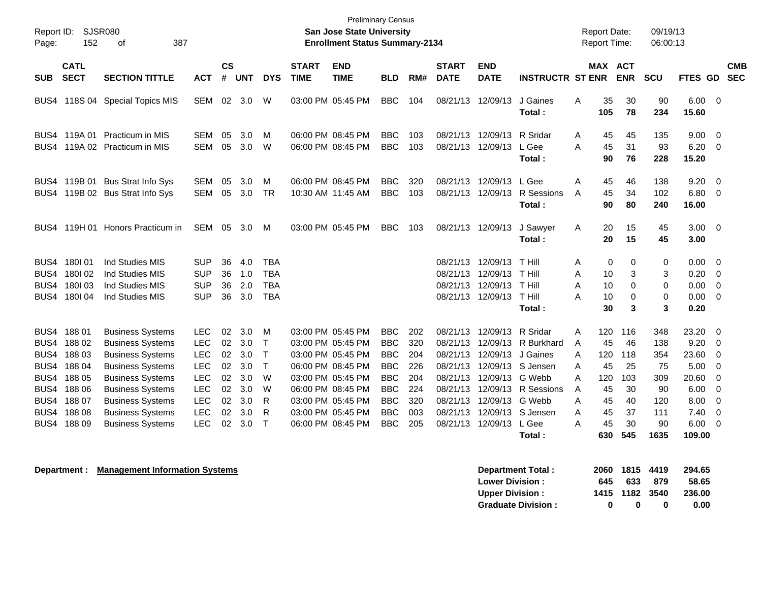Preliminary Census

**San Jose State University**

**Enrollment Status Summary-2134**

Report ID: SJSR080
Page: 152 of 387

Report Date: 09/19/13
Report Time: 06:00:13

| SUB | CATL SECT | SECTION TITTLE | ACT | CS # | UNT | DYS | START TIME | END TIME | BLD | RM# | START DATE | END DATE | INSTRUCTR | ST | MAX ENR | ACT ENR | SCU | FTES | GD | CMB SEC |
|---|---|---|---|---|---|---|---|---|---|---|---|---|---|---|---|---|---|---|---|---|
| BUS4 | 118S 04 | Special Topics MIS | SEM | 02 | 3.0 | W | 03:00 PM | 05:45 PM | BBC | 104 | 08/21/13 | 12/09/13 | J Gaines | A | 35 | 30 | 90 | 6.00 | 0 | |
| | | | | | | | | | | | | | **Total :** | | **105** | **78** | **234** | **15.60** | | |
| BUS4 | 119A 01 | Practicum in MIS | SEM | 05 | 3.0 | M | 06:00 PM | 08:45 PM | BBC | 103 | 08/21/13 | 12/09/13 | R Sridar | A | 45 | 45 | 135 | 9.00 | 0 | |
| BUS4 | 119A 02 | Practicum in MIS | SEM | 05 | 3.0 | W | 06:00 PM | 08:45 PM | BBC | 103 | 08/21/13 | 12/09/13 | L Gee | A | 45 | 31 | 93 | 6.20 | 0 | |
| | | | | | | | | | | | | | **Total :** | | **90** | **76** | **228** | **15.20** | | |
| BUS4 | 119B 01 | Bus Strat Info Sys | SEM | 05 | 3.0 | M | 06:00 PM | 08:45 PM | BBC | 320 | 08/21/13 | 12/09/13 | L Gee | A | 45 | 46 | 138 | 9.20 | 0 | |
| BUS4 | 119B 02 | Bus Strat Info Sys | SEM | 05 | 3.0 | TR | 10:30 AM | 11:45 AM | BBC | 103 | 08/21/13 | 12/09/13 | R Sessions | A | 45 | 34 | 102 | 6.80 | 0 | |
| | | | | | | | | | | | | | **Total :** | | **90** | **80** | **240** | **16.00** | | |
| BUS4 | 119H 01 | Honors Practicum in | SEM | 05 | 3.0 | M | 03:00 PM | 05:45 PM | BBC | 103 | 08/21/13 | 12/09/13 | J Sawyer | A | 20 | 15 | 45 | 3.00 | 0 | |
| | | | | | | | | | | | | | **Total :** | | **20** | **15** | **45** | **3.00** | | |
| BUS4 | 180I 01 | Ind Studies MIS | SUP | 36 | 4.0 | TBA | | | | | 08/21/13 | 12/09/13 | T Hill | A | 0 | 0 | 0 | 0.00 | 0 | |
| BUS4 | 180I 02 | Ind Studies MIS | SUP | 36 | 1.0 | TBA | | | | | 08/21/13 | 12/09/13 | T Hill | A | 10 | 3 | 3 | 0.20 | 0 | |
| BUS4 | 180I 03 | Ind Studies MIS | SUP | 36 | 2.0 | TBA | | | | | 08/21/13 | 12/09/13 | T Hill | A | 10 | 0 | 0 | 0.00 | 0 | |
| BUS4 | 180I 04 | Ind Studies MIS | SUP | 36 | 3.0 | TBA | | | | | 08/21/13 | 12/09/13 | T Hill | A | 10 | 0 | 0 | 0.00 | 0 | |
| | | | | | | | | | | | | | **Total :** | | **30** | **3** | **3** | **0.20** | | |
| BUS4 | 188 01 | Business Systems | LEC | 02 | 3.0 | M | 03:00 PM | 05:45 PM | BBC | 202 | 08/21/13 | 12/09/13 | R Sridar | A | 120 | 116 | 348 | 23.20 | 0 | |
| BUS4 | 188 02 | Business Systems | LEC | 02 | 3.0 | T | 03:00 PM | 05:45 PM | BBC | 320 | 08/21/13 | 12/09/13 | R Burkhard | A | 45 | 46 | 138 | 9.20 | 0 | |
| BUS4 | 188 03 | Business Systems | LEC | 02 | 3.0 | T | 03:00 PM | 05:45 PM | BBC | 204 | 08/21/13 | 12/09/13 | J Gaines | A | 120 | 118 | 354 | 23.60 | 0 | |
| BUS4 | 188 04 | Business Systems | LEC | 02 | 3.0 | T | 06:00 PM | 08:45 PM | BBC | 226 | 08/21/13 | 12/09/13 | S Jensen | A | 45 | 25 | 75 | 5.00 | 0 | |
| BUS4 | 188 05 | Business Systems | LEC | 02 | 3.0 | W | 03:00 PM | 05:45 PM | BBC | 204 | 08/21/13 | 12/09/13 | G Webb | A | 120 | 103 | 309 | 20.60 | 0 | |
| BUS4 | 188 06 | Business Systems | LEC | 02 | 3.0 | W | 06:00 PM | 08:45 PM | BBC | 224 | 08/21/13 | 12/09/13 | R Sessions | A | 45 | 30 | 90 | 6.00 | 0 | |
| BUS4 | 188 07 | Business Systems | LEC | 02 | 3.0 | R | 03:00 PM | 05:45 PM | BBC | 320 | 08/21/13 | 12/09/13 | G Webb | A | 45 | 40 | 120 | 8.00 | 0 | |
| BUS4 | 188 08 | Business Systems | LEC | 02 | 3.0 | R | 03:00 PM | 05:45 PM | BBC | 003 | 08/21/13 | 12/09/13 | S Jensen | A | 45 | 37 | 111 | 7.40 | 0 | |
| BUS4 | 188 09 | Business Systems | LEC | 02 | 3.0 | T | 06:00 PM | 08:45 PM | BBC | 205 | 08/21/13 | 12/09/13 | L Gee | A | 45 | 30 | 90 | 6.00 | 0 | |
| | | | | | | | | | | | | | **Total :** | | **630** | **545** | **1635** | **109.00** | | |

**Department : Management Information Systems**

| | MAX ENR | ACT ENR | SCU | FTES |
|---|---|---|---|---|
| **Department Total :** | **2060** | **1815** | **4419** | **294.65** |
| **Lower Division :** | **645** | **633** | **879** | **58.65** |
| **Upper Division :** | **1415** | **1182** | **3540** | **236.00** |
| **Graduate Division :** | **0** | **0** | **0** | **0.00** |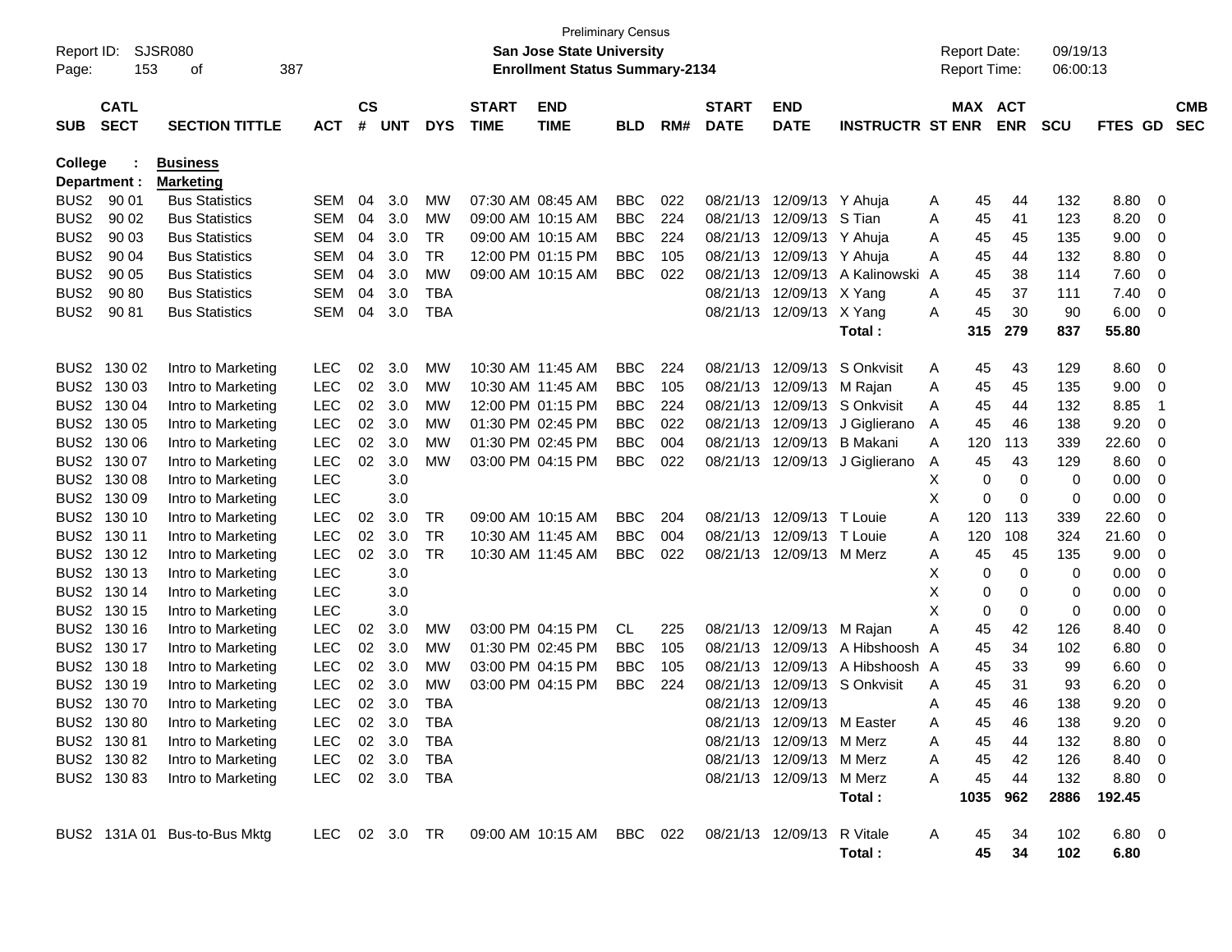Preliminary Census
**San Jose State University**
**Enrollment Status Summary-2134**

Report ID: SJSR080
Report Date: 09/19/13
Report Time: 06:00:13

**College : Business**
**Department : Marketing**

| SUB | CATL SECT | SECTION TITTLE | ACT | CS # | UNT | DYS | START TIME | END TIME | BLD | RM# | START DATE | END DATE | INSTRUCTR | ST | MAX ENR | ACT ENR | SCU | FTES | GD | CMB SEC |
|---|---|---|---|---|---|---|---|---|---|---|---|---|---|---|---|---|---|---|---|---|
| BUS2 | 90 01 | Bus Statistics | SEM | 04 | 3.0 | MW | 07:30 AM | 08:45 AM | BBC | 022 | 08/21/13 | 12/09/13 | Y Ahuja | A | 45 | 44 | 132 | 8.80 | 0 | |
| BUS2 | 90 02 | Bus Statistics | SEM | 04 | 3.0 | MW | 09:00 AM | 10:15 AM | BBC | 224 | 08/21/13 | 12/09/13 | S Tian | A | 45 | 41 | 123 | 8.20 | 0 | |
| BUS2 | 90 03 | Bus Statistics | SEM | 04 | 3.0 | TR | 09:00 AM | 10:15 AM | BBC | 224 | 08/21/13 | 12/09/13 | Y Ahuja | A | 45 | 45 | 135 | 9.00 | 0 | |
| BUS2 | 90 04 | Bus Statistics | SEM | 04 | 3.0 | TR | 12:00 PM | 01:15 PM | BBC | 105 | 08/21/13 | 12/09/13 | Y Ahuja | A | 45 | 44 | 132 | 8.80 | 0 | |
| BUS2 | 90 05 | Bus Statistics | SEM | 04 | 3.0 | MW | 09:00 AM | 10:15 AM | BBC | 022 | 08/21/13 | 12/09/13 | A Kalinowski | A | 45 | 38 | 114 | 7.60 | 0 | |
| BUS2 | 90 80 | Bus Statistics | SEM | 04 | 3.0 | TBA | | | | | 08/21/13 | 12/09/13 | X Yang | A | 45 | 37 | 111 | 7.40 | 0 | |
| BUS2 | 90 81 | Bus Statistics | SEM | 04 | 3.0 | TBA | | | | | 08/21/13 | 12/09/13 | X Yang | A | 45 | 30 | 90 | 6.00 | 0 | |
| | | | | | | | | | | | | | **Total :** | | **315** | **279** | **837** | **55.80** | | |
| BUS2 | 130 02 | Intro to Marketing | LEC | 02 | 3.0 | MW | 10:30 AM | 11:45 AM | BBC | 224 | 08/21/13 | 12/09/13 | S Onkvisit | A | 45 | 43 | 129 | 8.60 | 0 | |
| BUS2 | 130 03 | Intro to Marketing | LEC | 02 | 3.0 | MW | 10:30 AM | 11:45 AM | BBC | 105 | 08/21/13 | 12/09/13 | M Rajan | A | 45 | 45 | 135 | 9.00 | 0 | |
| BUS2 | 130 04 | Intro to Marketing | LEC | 02 | 3.0 | MW | 12:00 PM | 01:15 PM | BBC | 224 | 08/21/13 | 12/09/13 | S Onkvisit | A | 45 | 44 | 132 | 8.85 | 1 | |
| BUS2 | 130 05 | Intro to Marketing | LEC | 02 | 3.0 | MW | 01:30 PM | 02:45 PM | BBC | 022 | 08/21/13 | 12/09/13 | J Giglierano | A | 45 | 46 | 138 | 9.20 | 0 | |
| BUS2 | 130 06 | Intro to Marketing | LEC | 02 | 3.0 | MW | 01:30 PM | 02:45 PM | BBC | 004 | 08/21/13 | 12/09/13 | B Makani | A | 120 | 113 | 339 | 22.60 | 0 | |
| BUS2 | 130 07 | Intro to Marketing | LEC | 02 | 3.0 | MW | 03:00 PM | 04:15 PM | BBC | 022 | 08/21/13 | 12/09/13 | J Giglierano | A | 45 | 43 | 129 | 8.60 | 0 | |
| BUS2 | 130 08 | Intro to Marketing | LEC | | 3.0 | | | | | | | | | X | 0 | 0 | 0 | 0.00 | 0 | |
| BUS2 | 130 09 | Intro to Marketing | LEC | | 3.0 | | | | | | | | | X | 0 | 0 | 0 | 0.00 | 0 | |
| BUS2 | 130 10 | Intro to Marketing | LEC | 02 | 3.0 | TR | 09:00 AM | 10:15 AM | BBC | 204 | 08/21/13 | 12/09/13 | T Louie | A | 120 | 113 | 339 | 22.60 | 0 | |
| BUS2 | 130 11 | Intro to Marketing | LEC | 02 | 3.0 | TR | 10:30 AM | 11:45 AM | BBC | 004 | 08/21/13 | 12/09/13 | T Louie | A | 120 | 108 | 324 | 21.60 | 0 | |
| BUS2 | 130 12 | Intro to Marketing | LEC | 02 | 3.0 | TR | 10:30 AM | 11:45 AM | BBC | 022 | 08/21/13 | 12/09/13 | M Merz | A | 45 | 45 | 135 | 9.00 | 0 | |
| BUS2 | 130 13 | Intro to Marketing | LEC | | 3.0 | | | | | | | | | X | 0 | 0 | 0 | 0.00 | 0 | |
| BUS2 | 130 14 | Intro to Marketing | LEC | | 3.0 | | | | | | | | | X | 0 | 0 | 0 | 0.00 | 0 | |
| BUS2 | 130 15 | Intro to Marketing | LEC | | 3.0 | | | | | | | | | X | 0 | 0 | 0 | 0.00 | 0 | |
| BUS2 | 130 16 | Intro to Marketing | LEC | 02 | 3.0 | MW | 03:00 PM | 04:15 PM | CL | 225 | 08/21/13 | 12/09/13 | M Rajan | A | 45 | 42 | 126 | 8.40 | 0 | |
| BUS2 | 130 17 | Intro to Marketing | LEC | 02 | 3.0 | MW | 01:30 PM | 02:45 PM | BBC | 105 | 08/21/13 | 12/09/13 | A Hibshoosh | A | 45 | 34 | 102 | 6.80 | 0 | |
| BUS2 | 130 18 | Intro to Marketing | LEC | 02 | 3.0 | MW | 03:00 PM | 04:15 PM | BBC | 105 | 08/21/13 | 12/09/13 | A Hibshoosh | A | 45 | 33 | 99 | 6.60 | 0 | |
| BUS2 | 130 19 | Intro to Marketing | LEC | 02 | 3.0 | MW | 03:00 PM | 04:15 PM | BBC | 224 | 08/21/13 | 12/09/13 | S Onkvisit | A | 45 | 31 | 93 | 6.20 | 0 | |
| BUS2 | 130 70 | Intro to Marketing | LEC | 02 | 3.0 | TBA | | | | | 08/21/13 | 12/09/13 | | A | 45 | 46 | 138 | 9.20 | 0 | |
| BUS2 | 130 80 | Intro to Marketing | LEC | 02 | 3.0 | TBA | | | | | 08/21/13 | 12/09/13 | M Easter | A | 45 | 46 | 138 | 9.20 | 0 | |
| BUS2 | 130 81 | Intro to Marketing | LEC | 02 | 3.0 | TBA | | | | | 08/21/13 | 12/09/13 | M Merz | A | 45 | 44 | 132 | 8.80 | 0 | |
| BUS2 | 130 82 | Intro to Marketing | LEC | 02 | 3.0 | TBA | | | | | 08/21/13 | 12/09/13 | M Merz | A | 45 | 42 | 126 | 8.40 | 0 | |
| BUS2 | 130 83 | Intro to Marketing | LEC | 02 | 3.0 | TBA | | | | | 08/21/13 | 12/09/13 | M Merz | A | 45 | 44 | 132 | 8.80 | 0 | |
| | | | | | | | | | | | | | **Total :** | | **1035** | **962** | **2886** | **192.45** | | |
| BUS2 | 131A 01 | Bus-to-Bus Mktg | LEC | 02 | 3.0 | TR | 09:00 AM | 10:15 AM | BBC | 022 | 08/21/13 | 12/09/13 | R Vitale | A | 45 | 34 | 102 | 6.80 | 0 | |
| | | | | | | | | | | | | | **Total :** | | **45** | **34** | **102** | **6.80** | | |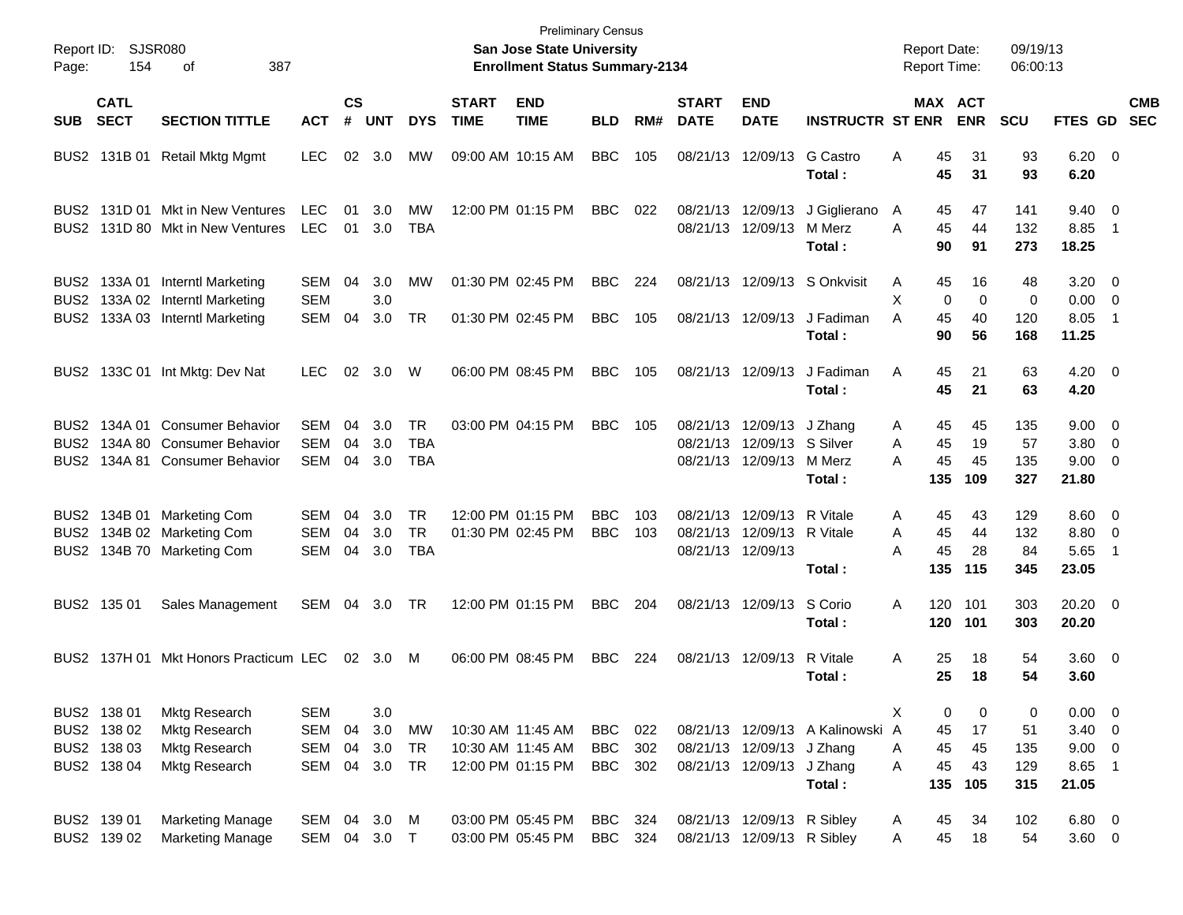Preliminary Census

Report ID: SJSR080

**San Jose State University**

**Enrollment Status Summary-2134**

Report Date: 09/19/13
Report Time: 06:00:13

| SUB | CATL SECT | SECTION TITTLE | ACT | CS # | UNT | DYS | START TIME | END TIME | BLD | RM# | START DATE | END DATE | INSTRUCTR | ST | MAX ENR | ACT ENR | SCU | FTES | GD | CMB SEC |
|---|---|---|---|---|---|---|---|---|---|---|---|---|---|---|---|---|---|---|---|---|
| BUS2 | 131B 01 | Retail Mktg Mgmt | LEC | 02 | 3.0 | MW | 09:00 AM | 10:15 AM | BBC | 105 | 08/21/13 | 12/09/13 | G Castro | A | 45 | 31 | 93 | 6.20 | 0 | |
| | | | | | | | | | | | | | **Total :** | | **45** | **31** | **93** | **6.20** | | |
| BUS2 | 131D 01 | Mkt in New Ventures | LEC | 01 | 3.0 | MW | 12:00 PM | 01:15 PM | BBC | 022 | 08/21/13 | 12/09/13 | J Giglierano | A | 45 | 47 | 141 | 9.40 | 0 | |
| BUS2 | 131D 80 | Mkt in New Ventures | LEC | 01 | 3.0 | TBA | | | | | 08/21/13 | 12/09/13 | M Merz | A | 45 | 44 | 132 | 8.85 | 1 | |
| | | | | | | | | | | | | | **Total :** | | **90** | **91** | **273** | **18.25** | | |
| BUS2 | 133A 01 | Interntl Marketing | SEM | 04 | 3.0 | MW | 01:30 PM | 02:45 PM | BBC | 224 | 08/21/13 | 12/09/13 | S Onkvisit | A | 45 | 16 | 48 | 3.20 | 0 | |
| BUS2 | 133A 02 | Interntl Marketing | SEM | | 3.0 | | | | | | | | | X | 0 | 0 | 0 | 0.00 | 0 | |
| BUS2 | 133A 03 | Interntl Marketing | SEM | 04 | 3.0 | TR | 01:30 PM | 02:45 PM | BBC | 105 | 08/21/13 | 12/09/13 | J Fadiman | A | 45 | 40 | 120 | 8.05 | 1 | |
| | | | | | | | | | | | | | **Total :** | | **90** | **56** | **168** | **11.25** | | |
| BUS2 | 133C 01 | Int Mktg: Dev Nat | LEC | 02 | 3.0 | W | 06:00 PM | 08:45 PM | BBC | 105 | 08/21/13 | 12/09/13 | J Fadiman | A | 45 | 21 | 63 | 4.20 | 0 | |
| | | | | | | | | | | | | | **Total :** | | **45** | **21** | **63** | **4.20** | | |
| BUS2 | 134A 01 | Consumer Behavior | SEM | 04 | 3.0 | TR | 03:00 PM | 04:15 PM | BBC | 105 | 08/21/13 | 12/09/13 | J Zhang | A | 45 | 45 | 135 | 9.00 | 0 | |
| BUS2 | 134A 80 | Consumer Behavior | SEM | 04 | 3.0 | TBA | | | | | 08/21/13 | 12/09/13 | S Silver | A | 45 | 19 | 57 | 3.80 | 0 | |
| BUS2 | 134A 81 | Consumer Behavior | SEM | 04 | 3.0 | TBA | | | | | 08/21/13 | 12/09/13 | M Merz | A | 45 | 45 | 135 | 9.00 | 0 | |
| | | | | | | | | | | | | | **Total :** | | **135** | **109** | **327** | **21.80** | | |
| BUS2 | 134B 01 | Marketing Com | SEM | 04 | 3.0 | TR | 12:00 PM | 01:15 PM | BBC | 103 | 08/21/13 | 12/09/13 | R Vitale | A | 45 | 43 | 129 | 8.60 | 0 | |
| BUS2 | 134B 02 | Marketing Com | SEM | 04 | 3.0 | TR | 01:30 PM | 02:45 PM | BBC | 103 | 08/21/13 | 12/09/13 | R Vitale | A | 45 | 44 | 132 | 8.80 | 0 | |
| BUS2 | 134B 70 | Marketing Com | SEM | 04 | 3.0 | TBA | | | | | 08/21/13 | 12/09/13 | | A | 45 | 28 | 84 | 5.65 | 1 | |
| | | | | | | | | | | | | | **Total :** | | **135** | **115** | **345** | **23.05** | | |
| BUS2 | 135 01 | Sales Management | SEM | 04 | 3.0 | TR | 12:00 PM | 01:15 PM | BBC | 204 | 08/21/13 | 12/09/13 | S Corio | A | 120 | 101 | 303 | 20.20 | 0 | |
| | | | | | | | | | | | | | **Total :** | | **120** | **101** | **303** | **20.20** | | |
| BUS2 | 137H 01 | Mkt Honors Practicum | LEC | 02 | 3.0 | M | 06:00 PM | 08:45 PM | BBC | 224 | 08/21/13 | 12/09/13 | R Vitale | A | 25 | 18 | 54 | 3.60 | 0 | |
| | | | | | | | | | | | | | **Total :** | | **25** | **18** | **54** | **3.60** | | |
| BUS2 | 138 01 | Mktg Research | SEM | | 3.0 | | | | | | | | | X | 0 | 0 | 0 | 0.00 | 0 | |
| BUS2 | 138 02 | Mktg Research | SEM | 04 | 3.0 | MW | 10:30 AM | 11:45 AM | BBC | 022 | 08/21/13 | 12/09/13 | A Kalinowski | A | 45 | 17 | 51 | 3.40 | 0 | |
| BUS2 | 138 03 | Mktg Research | SEM | 04 | 3.0 | TR | 10:30 AM | 11:45 AM | BBC | 302 | 08/21/13 | 12/09/13 | J Zhang | A | 45 | 45 | 135 | 9.00 | 0 | |
| BUS2 | 138 04 | Mktg Research | SEM | 04 | 3.0 | TR | 12:00 PM | 01:15 PM | BBC | 302 | 08/21/13 | 12/09/13 | J Zhang | A | 45 | 43 | 129 | 8.65 | 1 | |
| | | | | | | | | | | | | | **Total :** | | **135** | **105** | **315** | **21.05** | | |
| BUS2 | 139 01 | Marketing Manage | SEM | 04 | 3.0 | M | 03:00 PM | 05:45 PM | BBC | 324 | 08/21/13 | 12/09/13 | R Sibley | A | 45 | 34 | 102 | 6.80 | 0 | |
| BUS2 | 139 02 | Marketing Manage | SEM | 04 | 3.0 | T | 03:00 PM | 05:45 PM | BBC | 324 | 08/21/13 | 12/09/13 | R Sibley | A | 45 | 18 | 54 | 3.60 | 0 | |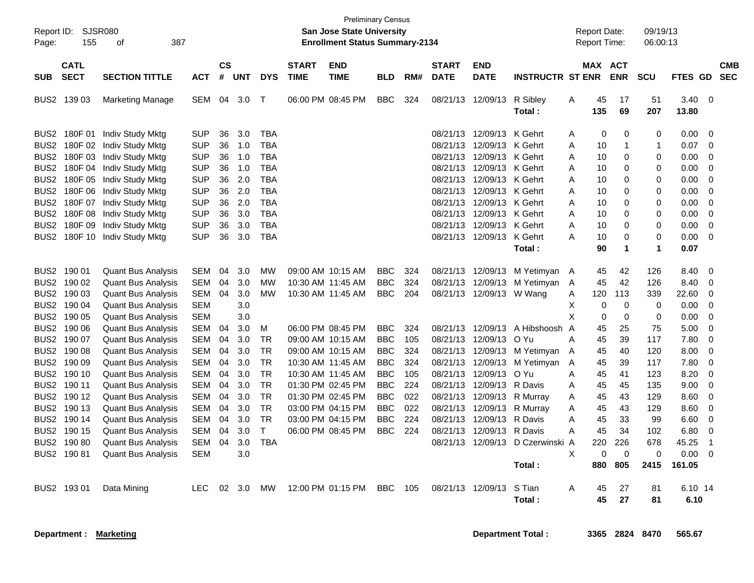Preliminary Census

Report ID: SJSR080 **San Jose State University** Report Date: 09/19/13

Page: 155 of 387 **Enrollment Status Summary-2134** Report Time: 06:00:13

| SUB | CATL SECT | SECTION TITTLE | ACT | CS # | UNT | DYS | START TIME | END TIME | BLD | RM# | START DATE | END DATE | INSTRUCTR | ST | MAX ENR | ACT ENR | SCU | FTES | GD | CMB SEC |
|---|---|---|---|---|---|---|---|---|---|---|---|---|---|---|---|---|---|---|---|---|
| BUS2 | 139 03 | Marketing Manage | SEM | 04 | 3.0 | T | 06:00 PM | 08:45 PM | BBC | 324 | 08/21/13 | 12/09/13 | R Sibley | A | 45 | 17 | 51 | 3.40 | 0 | |
| | | | | | | | | | | | | | **Total :** | | **135** | **69** | **207** | **13.80** | | |
| BUS2 | 180F 01 | Indiv Study Mktg | SUP | 36 | 3.0 | TBA | | | | | 08/21/13 | 12/09/13 | K Gehrt | A | 0 | 0 | 0 | 0.00 | 0 | |
| BUS2 | 180F 02 | Indiv Study Mktg | SUP | 36 | 1.0 | TBA | | | | | 08/21/13 | 12/09/13 | K Gehrt | A | 10 | 1 | 1 | 0.07 | 0 | |
| BUS2 | 180F 03 | Indiv Study Mktg | SUP | 36 | 1.0 | TBA | | | | | 08/21/13 | 12/09/13 | K Gehrt | A | 10 | 0 | 0 | 0.00 | 0 | |
| BUS2 | 180F 04 | Indiv Study Mktg | SUP | 36 | 1.0 | TBA | | | | | 08/21/13 | 12/09/13 | K Gehrt | A | 10 | 0 | 0 | 0.00 | 0 | |
| BUS2 | 180F 05 | Indiv Study Mktg | SUP | 36 | 2.0 | TBA | | | | | 08/21/13 | 12/09/13 | K Gehrt | A | 10 | 0 | 0 | 0.00 | 0 | |
| BUS2 | 180F 06 | Indiv Study Mktg | SUP | 36 | 2.0 | TBA | | | | | 08/21/13 | 12/09/13 | K Gehrt | A | 10 | 0 | 0 | 0.00 | 0 | |
| BUS2 | 180F 07 | Indiv Study Mktg | SUP | 36 | 2.0 | TBA | | | | | 08/21/13 | 12/09/13 | K Gehrt | A | 10 | 0 | 0 | 0.00 | 0 | |
| BUS2 | 180F 08 | Indiv Study Mktg | SUP | 36 | 3.0 | TBA | | | | | 08/21/13 | 12/09/13 | K Gehrt | A | 10 | 0 | 0 | 0.00 | 0 | |
| BUS2 | 180F 09 | Indiv Study Mktg | SUP | 36 | 3.0 | TBA | | | | | 08/21/13 | 12/09/13 | K Gehrt | A | 10 | 0 | 0 | 0.00 | 0 | |
| BUS2 | 180F 10 | Indiv Study Mktg | SUP | 36 | 3.0 | TBA | | | | | 08/21/13 | 12/09/13 | K Gehrt | A | 10 | 0 | 0 | 0.00 | 0 | |
| | | | | | | | | | | | | | **Total :** | | **90** | **1** | **1** | **0.07** | | |
| BUS2 | 190 01 | Quant Bus Analysis | SEM | 04 | 3.0 | MW | 09:00 AM | 10:15 AM | BBC | 324 | 08/21/13 | 12/09/13 | M Yetimyan | A | 45 | 42 | 126 | 8.40 | 0 | |
| BUS2 | 190 02 | Quant Bus Analysis | SEM | 04 | 3.0 | MW | 10:30 AM | 11:45 AM | BBC | 324 | 08/21/13 | 12/09/13 | M Yetimyan | A | 45 | 42 | 126 | 8.40 | 0 | |
| BUS2 | 190 03 | Quant Bus Analysis | SEM | 04 | 3.0 | MW | 10:30 AM | 11:45 AM | BBC | 204 | 08/21/13 | 12/09/13 | W Wang | A | 120 | 113 | 339 | 22.60 | 0 | |
| BUS2 | 190 04 | Quant Bus Analysis | SEM | | 3.0 | | | | | | | | | X | 0 | 0 | 0 | 0.00 | 0 | |
| BUS2 | 190 05 | Quant Bus Analysis | SEM | | 3.0 | | | | | | | | | X | 0 | 0 | 0 | 0.00 | 0 | |
| BUS2 | 190 06 | Quant Bus Analysis | SEM | 04 | 3.0 | M | 06:00 PM | 08:45 PM | BBC | 324 | 08/21/13 | 12/09/13 | A Hibshoosh | A | 45 | 25 | 75 | 5.00 | 0 | |
| BUS2 | 190 07 | Quant Bus Analysis | SEM | 04 | 3.0 | TR | 09:00 AM | 10:15 AM | BBC | 105 | 08/21/13 | 12/09/13 | O Yu | A | 45 | 39 | 117 | 7.80 | 0 | |
| BUS2 | 190 08 | Quant Bus Analysis | SEM | 04 | 3.0 | TR | 09:00 AM | 10:15 AM | BBC | 324 | 08/21/13 | 12/09/13 | M Yetimyan | A | 45 | 40 | 120 | 8.00 | 0 | |
| BUS2 | 190 09 | Quant Bus Analysis | SEM | 04 | 3.0 | TR | 10:30 AM | 11:45 AM | BBC | 324 | 08/21/13 | 12/09/13 | M Yetimyan | A | 45 | 39 | 117 | 7.80 | 0 | |
| BUS2 | 190 10 | Quant Bus Analysis | SEM | 04 | 3.0 | TR | 10:30 AM | 11:45 AM | BBC | 105 | 08/21/13 | 12/09/13 | O Yu | A | 45 | 41 | 123 | 8.20 | 0 | |
| BUS2 | 190 11 | Quant Bus Analysis | SEM | 04 | 3.0 | TR | 01:30 PM | 02:45 PM | BBC | 224 | 08/21/13 | 12/09/13 | R Davis | A | 45 | 45 | 135 | 9.00 | 0 | |
| BUS2 | 190 12 | Quant Bus Analysis | SEM | 04 | 3.0 | TR | 01:30 PM | 02:45 PM | BBC | 022 | 08/21/13 | 12/09/13 | R Murray | A | 45 | 43 | 129 | 8.60 | 0 | |
| BUS2 | 190 13 | Quant Bus Analysis | SEM | 04 | 3.0 | TR | 03:00 PM | 04:15 PM | BBC | 022 | 08/21/13 | 12/09/13 | R Murray | A | 45 | 43 | 129 | 8.60 | 0 | |
| BUS2 | 190 14 | Quant Bus Analysis | SEM | 04 | 3.0 | TR | 03:00 PM | 04:15 PM | BBC | 224 | 08/21/13 | 12/09/13 | R Davis | A | 45 | 33 | 99 | 6.60 | 0 | |
| BUS2 | 190 15 | Quant Bus Analysis | SEM | 04 | 3.0 | T | 06:00 PM | 08:45 PM | BBC | 224 | 08/21/13 | 12/09/13 | R Davis | A | 45 | 34 | 102 | 6.80 | 0 | |
| BUS2 | 190 80 | Quant Bus Analysis | SEM | 04 | 3.0 | TBA | | | | | 08/21/13 | 12/09/13 | D Czerwinski | A | 220 | 226 | 678 | 45.25 | 1 | |
| BUS2 | 190 81 | Quant Bus Analysis | SEM | | 3.0 | | | | | | | | | X | 0 | 0 | 0 | 0.00 | 0 | |
| | | | | | | | | | | | | | **Total :** | | **880** | **805** | **2415** | **161.05** | | |
| BUS2 | 193 01 | Data Mining | LEC | 02 | 3.0 | MW | 12:00 PM | 01:15 PM | BBC | 105 | 08/21/13 | 12/09/13 | S Tian | A | 45 | 27 | 81 | 6.10 | 14 | |
| | | | | | | | | | | | | | **Total :** | | **45** | **27** | **81** | **6.10** | | |

**Department : Marketing** **Department Total : 3365 2824 8470 565.67**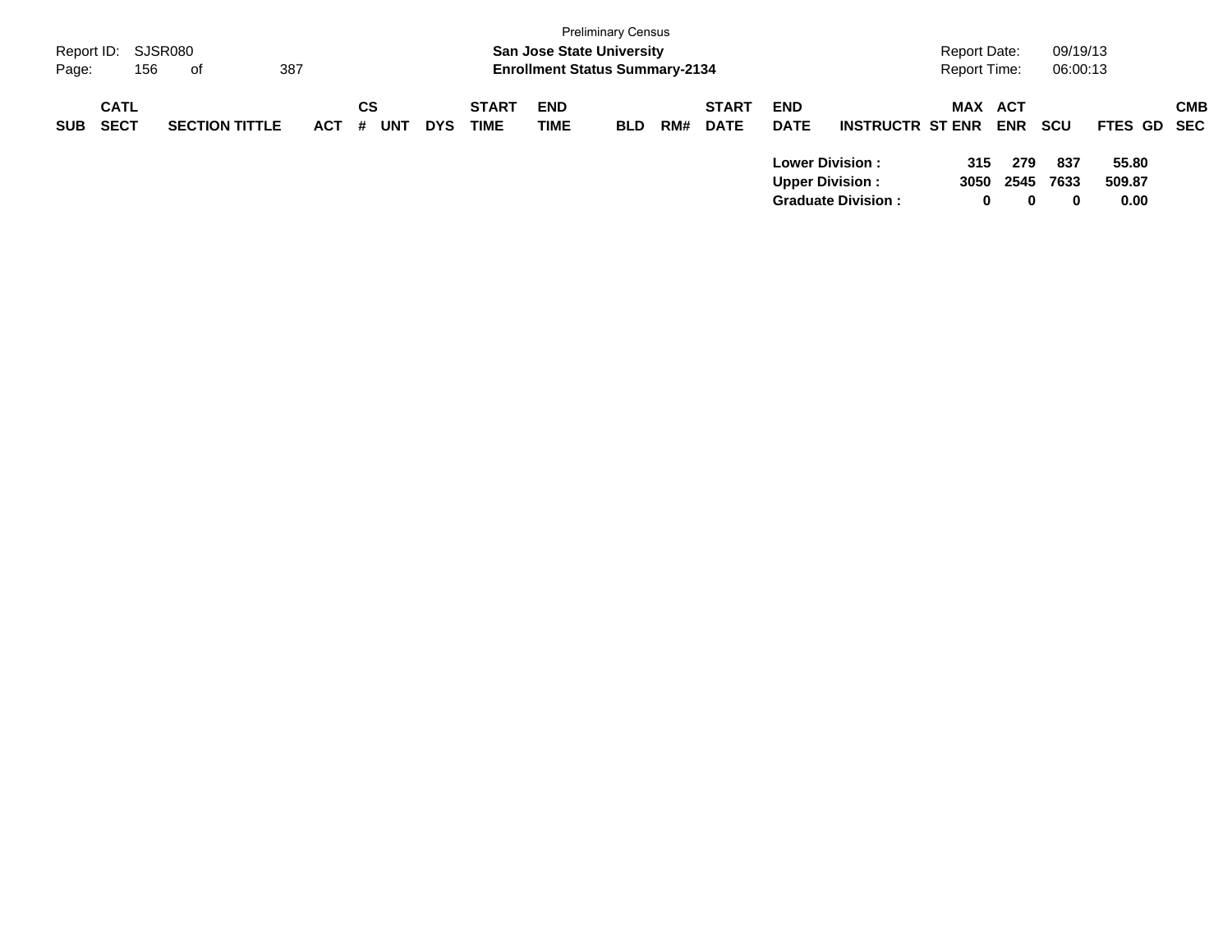| SUB | CATL SECT | SECTION TITTLE | ACT | CS # | UNT | DYS | START TIME | END TIME | BLD | RM# | START DATE | END DATE | INSTRUCTR | ST | MAX ENR | ACT ENR | SCU | FTES | GD | CMB SEC |
|---|---|---|---|---|---|---|---|---|---|---|---|---|---|---|---|---|---|---|---|---|
| | | | | | | | | | | | | Lower Division : | | | 315 | 279 | 837 | 55.80 | | |
| | | | | | | | | | | | | Upper Division : | | | 3050 | 2545 | 7633 | 509.87 | | |
| | | | | | | | | | | | | Graduate Division : | | | 0 | 0 | 0 | 0.00 | | |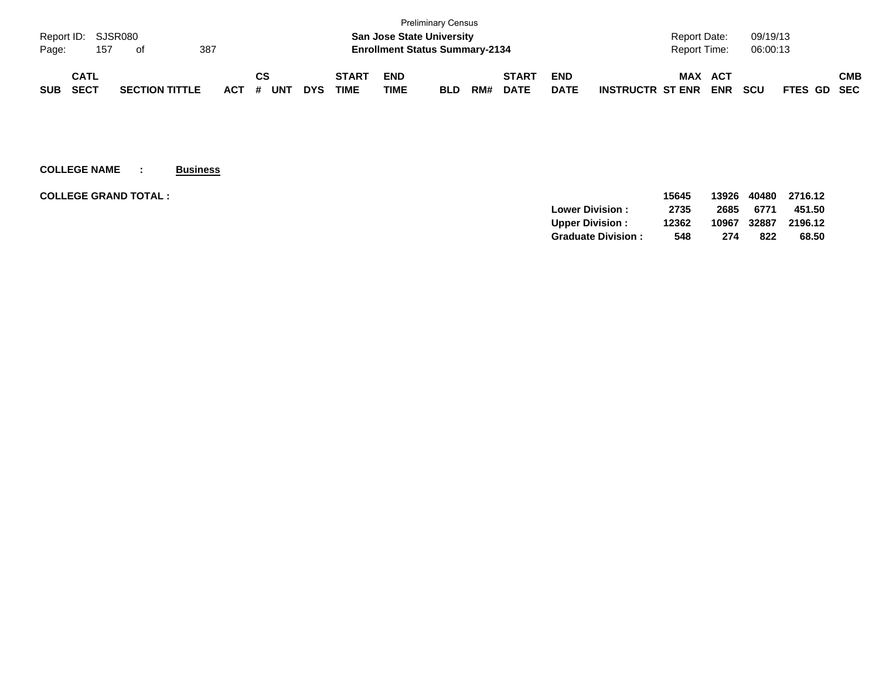Preliminary Census

**San Jose State University**

**Enrollment Status Summary-2134**

Report ID: SJSR080 | Report Date: 09/19/13 | Report Time: 06:00:13

| SUB | CATL SECT | SECTION TITTLE | ACT | CS # | UNT | DYS | START TIME | END TIME | BLD | RM# | START DATE | END DATE | INSTRUCTR | MAX ST ENR | ACT ENR | SCU | FTES | GD | CMB SEC |
|---|---|---|---|---|---|---|---|---|---|---|---|---|---|---|---|---|---|---|---|

**COLLEGE NAME : Business**

**COLLEGE GRAND TOTAL :**

| | MAX ST ENR | ACT ENR | SCU | FTES |
|---|---|---|---|---|
| | **15645** | **13926** | **40480** | **2716.12** |
| **Lower Division :** | **2735** | **2685** | **6771** | **451.50** |
| **Upper Division :** | **12362** | **10967** | **32887** | **2196.12** |
| **Graduate Division :** | **548** | **274** | **822** | **68.50** |